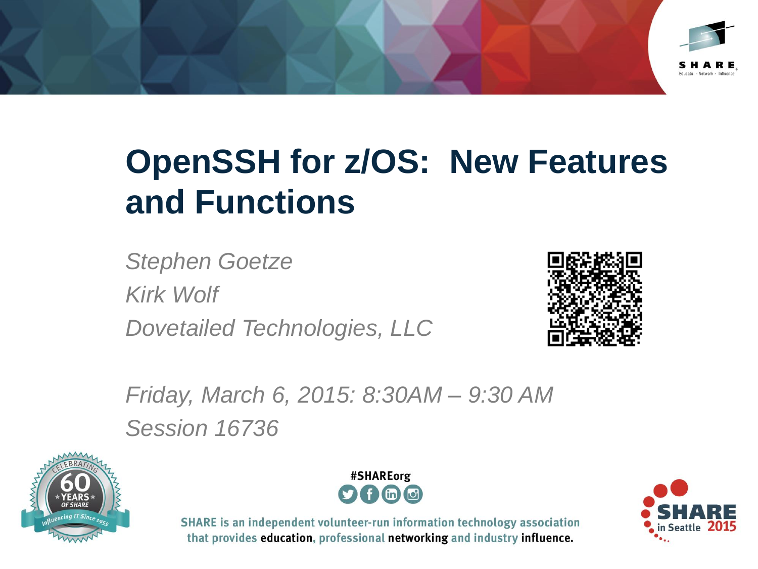# OpenSSH for z/OS: New Features and Functions

*Stephen Goetze*

*Kirk Wolf*

*Dovetailed Technologies, LLC*

*Friday, March 6, 2015: 8:30AM – 9:30 AM*

*Session 16736*

#SHAREorg

SHARE is an independent volunteer-run information technology association that provides education, professional networking and industry influence.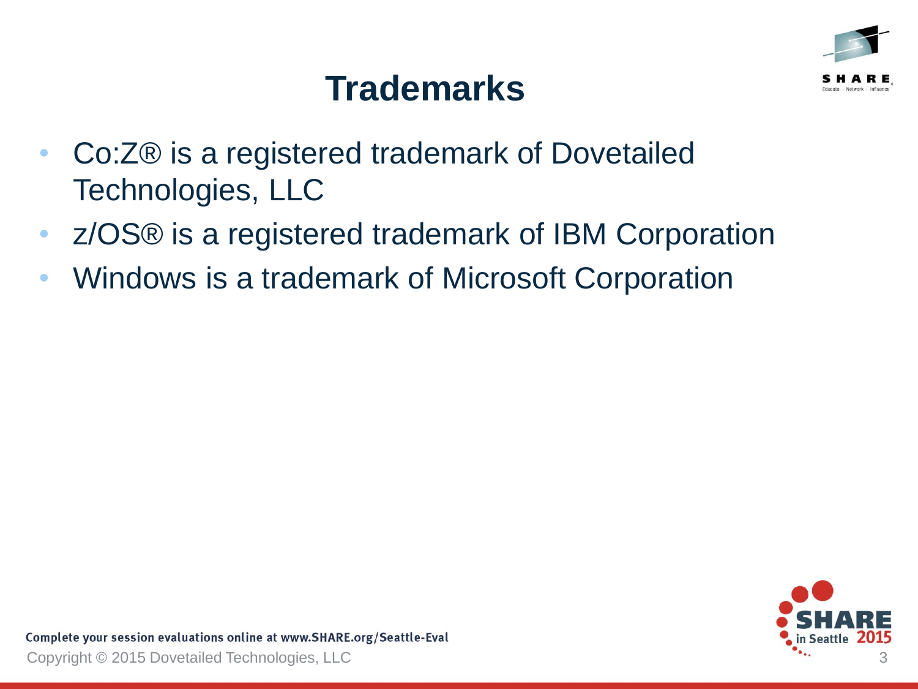# Trademarks

- Co:Z® is a registered trademark of Dovetailed Technologies, LLC
- z/OS® is a registered trademark of IBM Corporation
- Windows is a trademark of Microsoft Corporation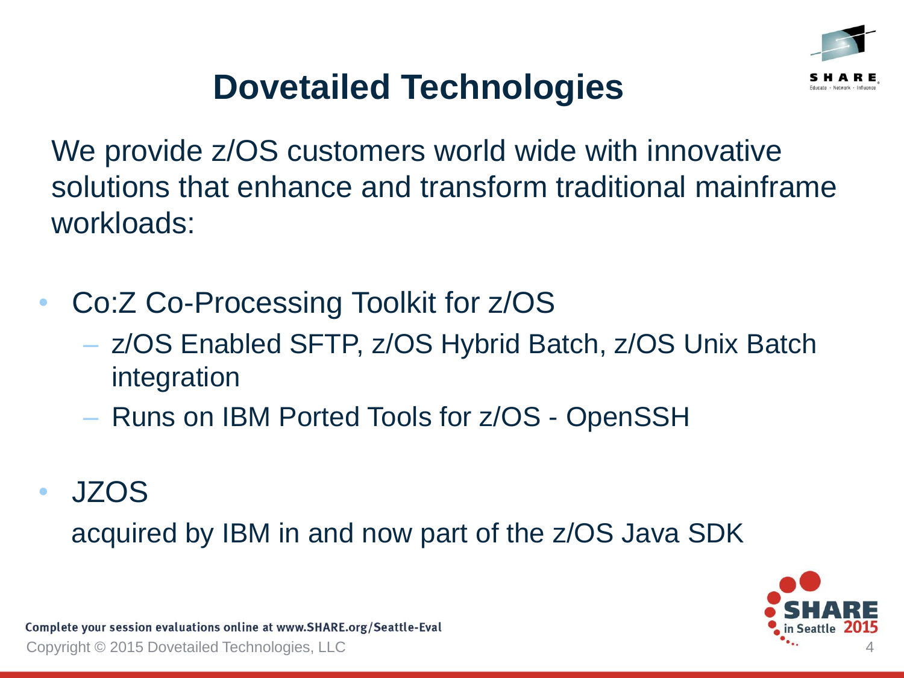# Dovetailed Technologies

We provide z/OS customers world wide with innovative solutions that enhance and transform traditional mainframe workloads:

- Co:Z Co-Processing Toolkit for z/OS
  - z/OS Enabled SFTP, z/OS Hybrid Batch, z/OS Unix Batch integration
  - Runs on IBM Ported Tools for z/OS - OpenSSH
- JZOS

  acquired by IBM in and now part of the z/OS Java SDK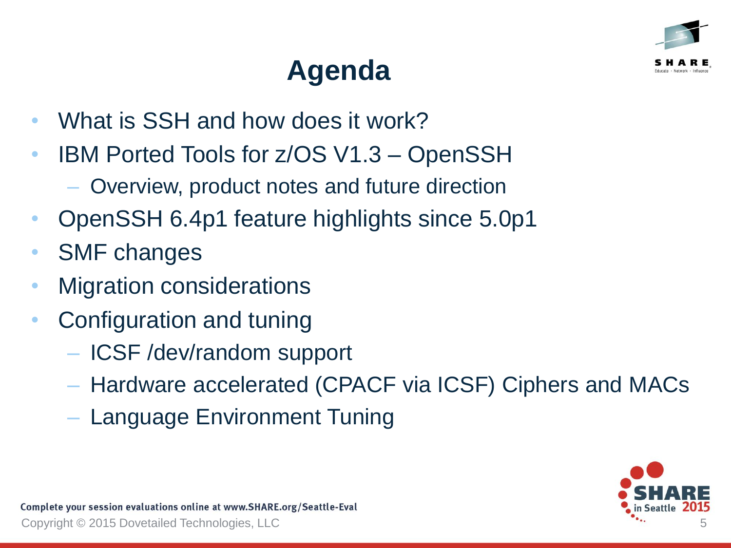# Agenda

- What is SSH and how does it work?
- IBM Ported Tools for z/OS V1.3 – OpenSSH
  - Overview, product notes and future direction
- OpenSSH 6.4p1 feature highlights since 5.0p1
- SMF changes
- Migration considerations
- Configuration and tuning
  - ICSF /dev/random support
  - Hardware accelerated (CPACF via ICSF) Ciphers and MACs
  - Language Environment Tuning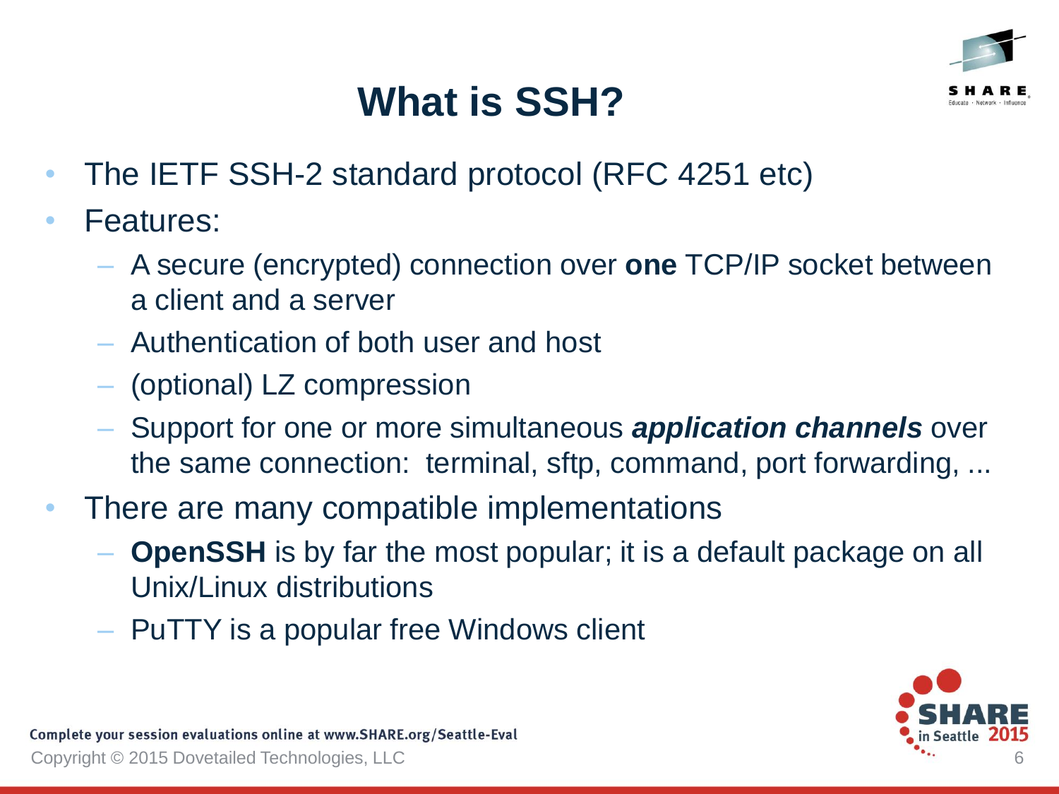# What is SSH?

- The IETF SSH-2 standard protocol (RFC 4251 etc)
- Features:
  - A secure (encrypted) connection over **one** TCP/IP socket between a client and a server
  - Authentication of both user and host
  - (optional) LZ compression
  - Support for one or more simultaneous ***application channels*** over the same connection: terminal, sftp, command, port forwarding, ...
- There are many compatible implementations
  - **OpenSSH** is by far the most popular; it is a default package on all Unix/Linux distributions
  - PuTTY is a popular free Windows client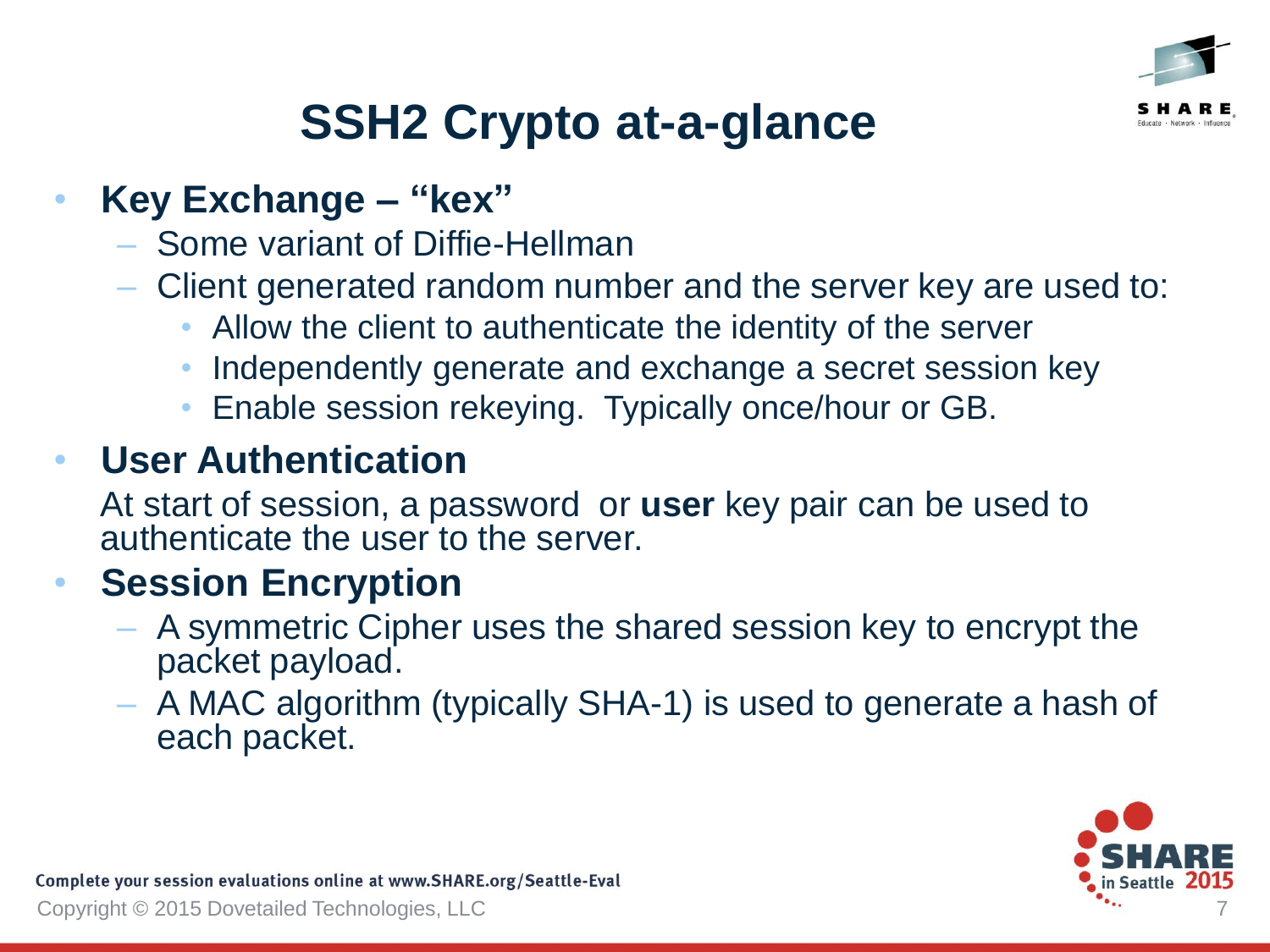# SSH2 Crypto at-a-glance

- **Key Exchange – "kex"**
  - Some variant of Diffie-Hellman
  - Client generated random number and the server key are used to:
    - Allow the client to authenticate the identity of the server
    - Independently generate and exchange a secret session key
    - Enable session rekeying.  Typically once/hour or GB.
- **User Authentication**

  At start of session, a password  or **user** key pair can be used to authenticate the user to the server.
- **Session Encryption**
  - A symmetric Cipher uses the shared session key to encrypt the packet payload.
  - A MAC algorithm (typically SHA-1) is used to generate a hash of each packet.

Complete your session evaluations online at www.SHARE.org/Seattle-Eval

Copyright © 2015 Dovetailed Technologies, LLC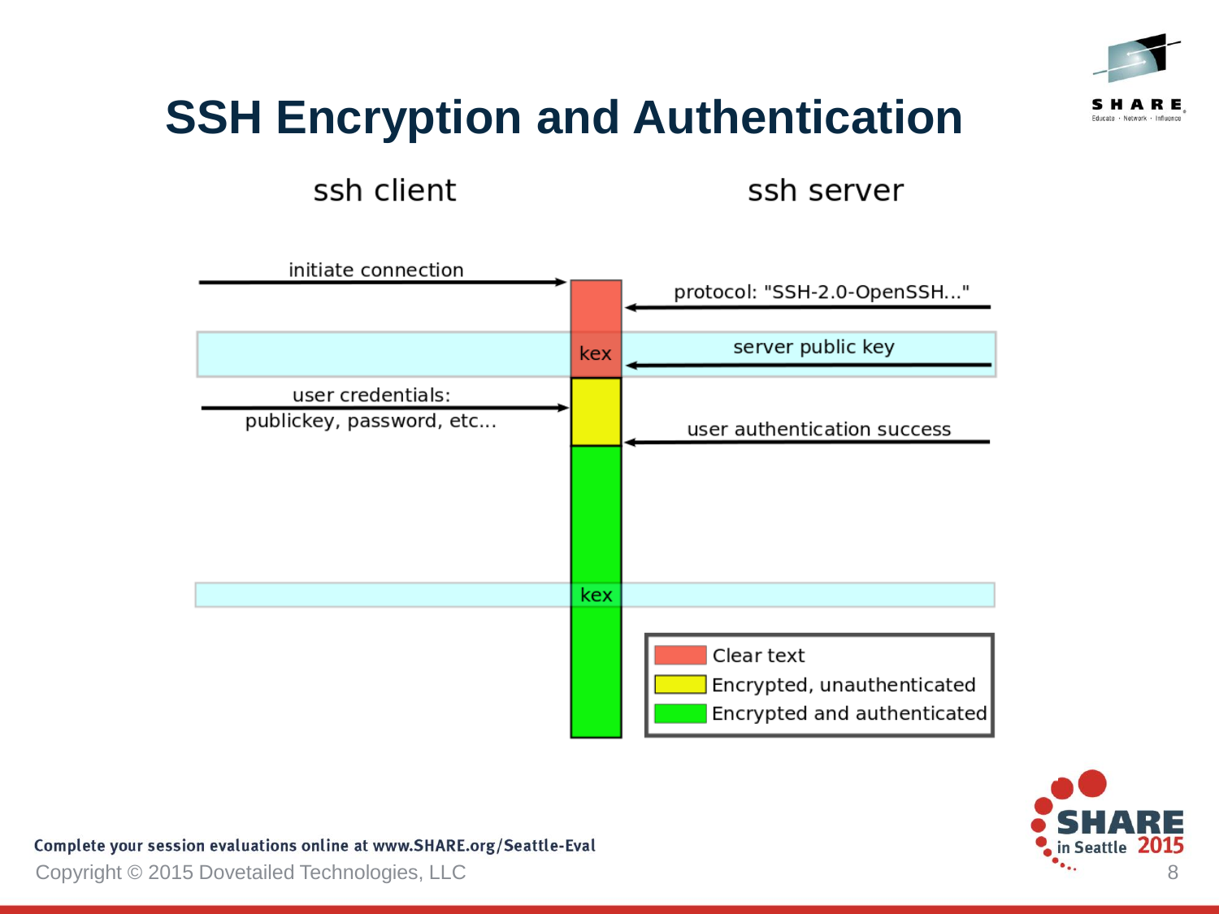# SSH Encryption and Authentication

ssh client | ssh server

- initiate connection (client → server)
- protocol: "SSH-2.0-OpenSSH..." (server → client)
- kex
- server public key (server → client)
- user credentials: publickey, password, etc... (client → server)
- user authentication success (server → client)
- kex

Legend:

- Clear text
- Encrypted, unauthenticated
- Encrypted and authenticated

Complete your session evaluations online at www.SHARE.org/Seattle-Eval

Copyright © 2015 Dovetailed Technologies, LLC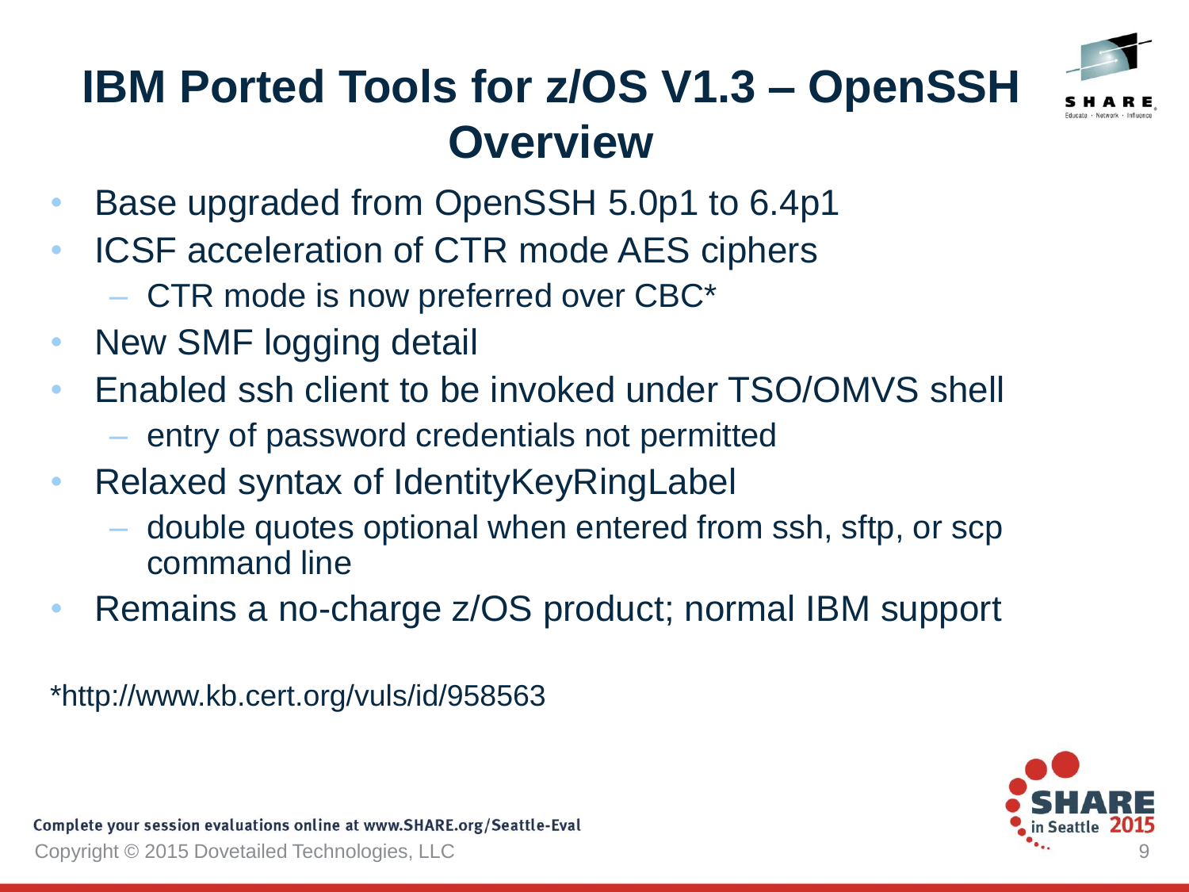# IBM Ported Tools for z/OS V1.3 – OpenSSH Overview

- Base upgraded from OpenSSH 5.0p1 to 6.4p1
- ICSF acceleration of CTR mode AES ciphers
  - CTR mode is now preferred over CBC*
- New SMF logging detail
- Enabled ssh client to be invoked under TSO/OMVS shell
  - entry of password credentials not permitted
- Relaxed syntax of IdentityKeyRingLabel
  - double quotes optional when entered from ssh, sftp, or scp command line
- Remains a no-charge z/OS product; normal IBM support

*http://www.kb.cert.org/vuls/id/958563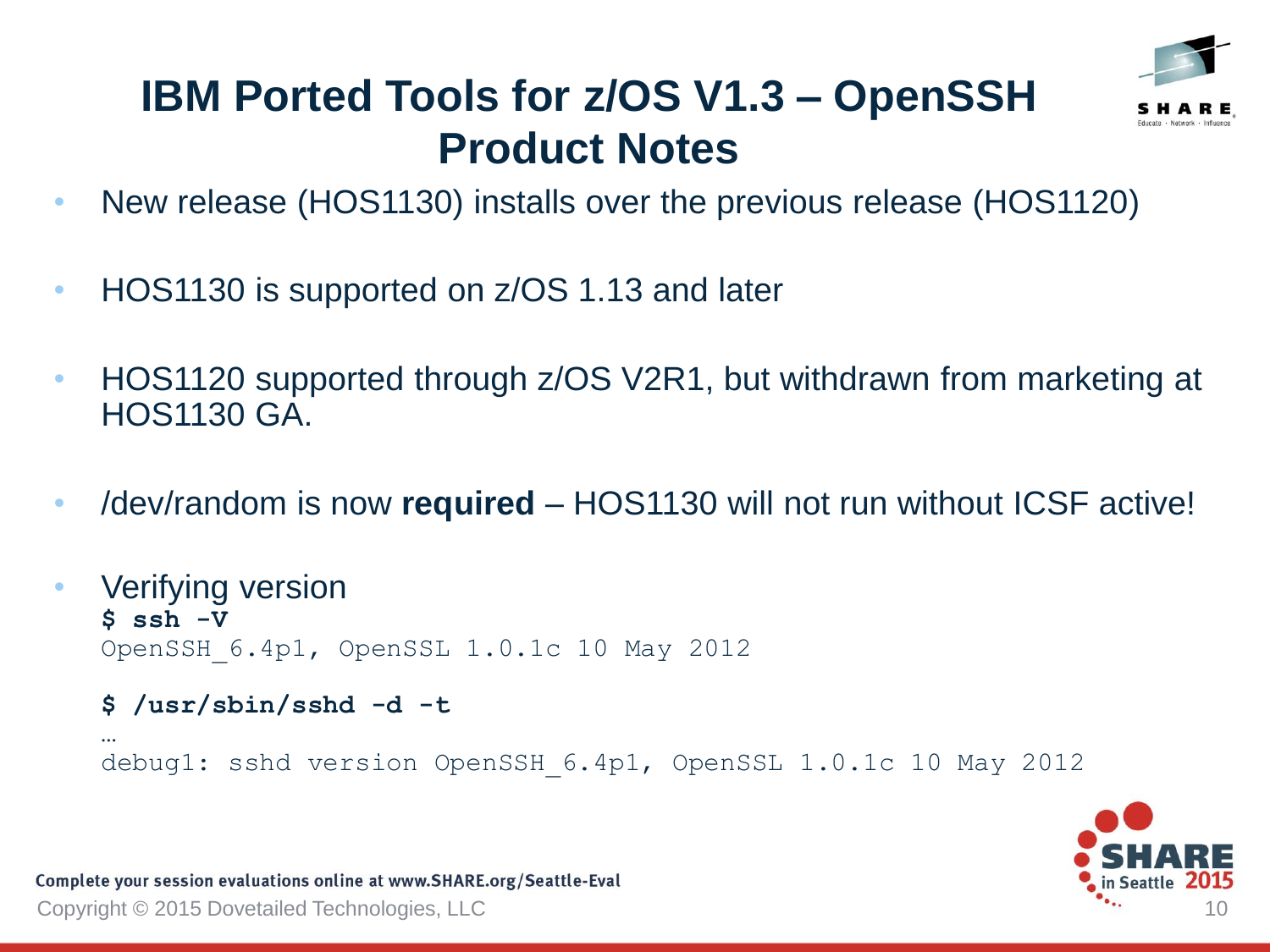# IBM Ported Tools for z/OS V1.3 – OpenSSH Product Notes

- New release (HOS1130) installs over the previous release (HOS1120)
- HOS1130 is supported on z/OS 1.13 and later
- HOS1120 supported through z/OS V2R1, but withdrawn from marketing at HOS1130 GA.
- /dev/random is now **required** – HOS1130 will not run without ICSF active!
- Verifying version

```
$ ssh -V
OpenSSH_6.4p1, OpenSSL 1.0.1c 10 May 2012

$ /usr/sbin/sshd -d -t
…
debug1: sshd version OpenSSH_6.4p1, OpenSSL 1.0.1c 10 May 2012
```

Complete your session evaluations online at www.SHARE.org/Seattle-Eval

Copyright © 2015 Dovetailed Technologies, LLC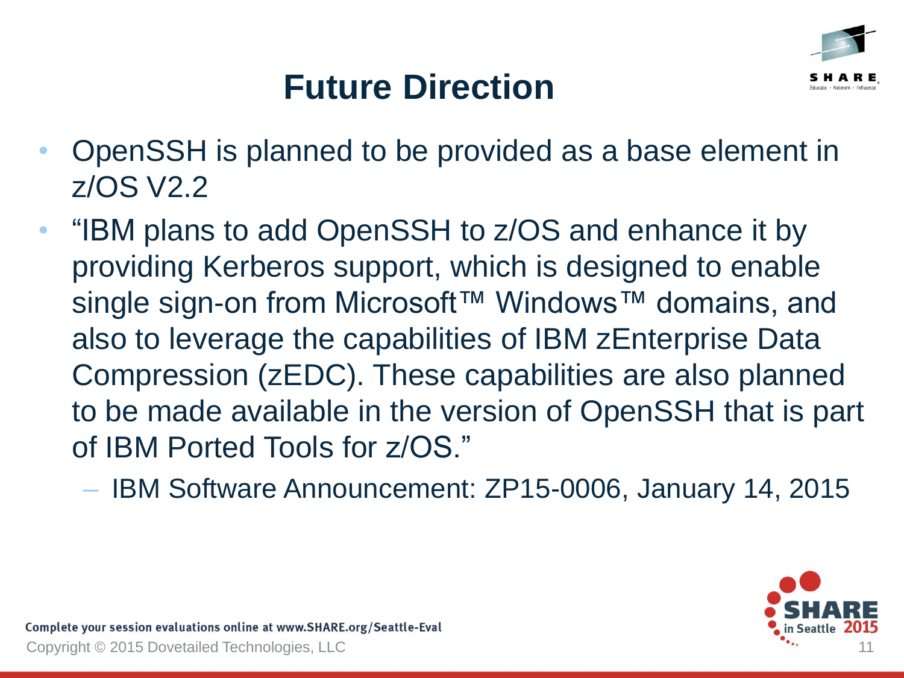# Future Direction

- OpenSSH is planned to be provided as a base element in z/OS V2.2
- "IBM plans to add OpenSSH to z/OS and enhance it by providing Kerberos support, which is designed to enable single sign-on from Microsoft™ Windows™ domains, and also to leverage the capabilities of IBM zEnterprise Data Compression (zEDC). These capabilities are also planned to be made available in the version of OpenSSH that is part of IBM Ported Tools for z/OS."
  - IBM Software Announcement: ZP15-0006, January 14, 2015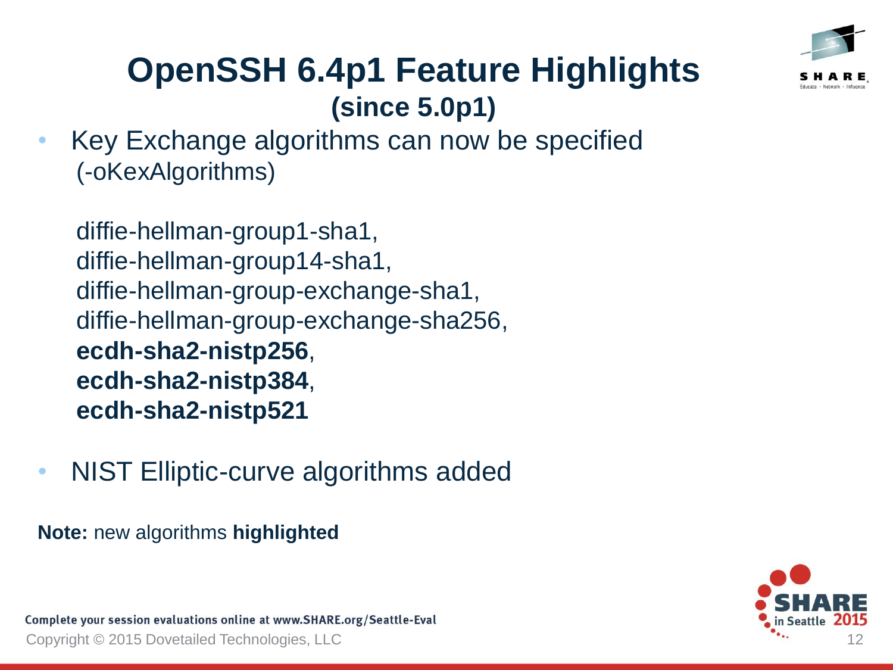# OpenSSH 6.4p1 Feature Highlights
## (since 5.0p1)

- Key Exchange algorithms can now be specified (-oKexAlgorithms)

  diffie-hellman-group1-sha1,
  diffie-hellman-group14-sha1,
  diffie-hellman-group-exchange-sha1,
  diffie-hellman-group-exchange-sha256,
  **ecdh-sha2-nistp256**,
  **ecdh-sha2-nistp384**,
  **ecdh-sha2-nistp521**

- NIST Elliptic-curve algorithms added

**Note:** new algorithms **highlighted**

Complete your session evaluations online at www.SHARE.org/Seattle-Eval

Copyright © 2015 Dovetailed Technologies, LLC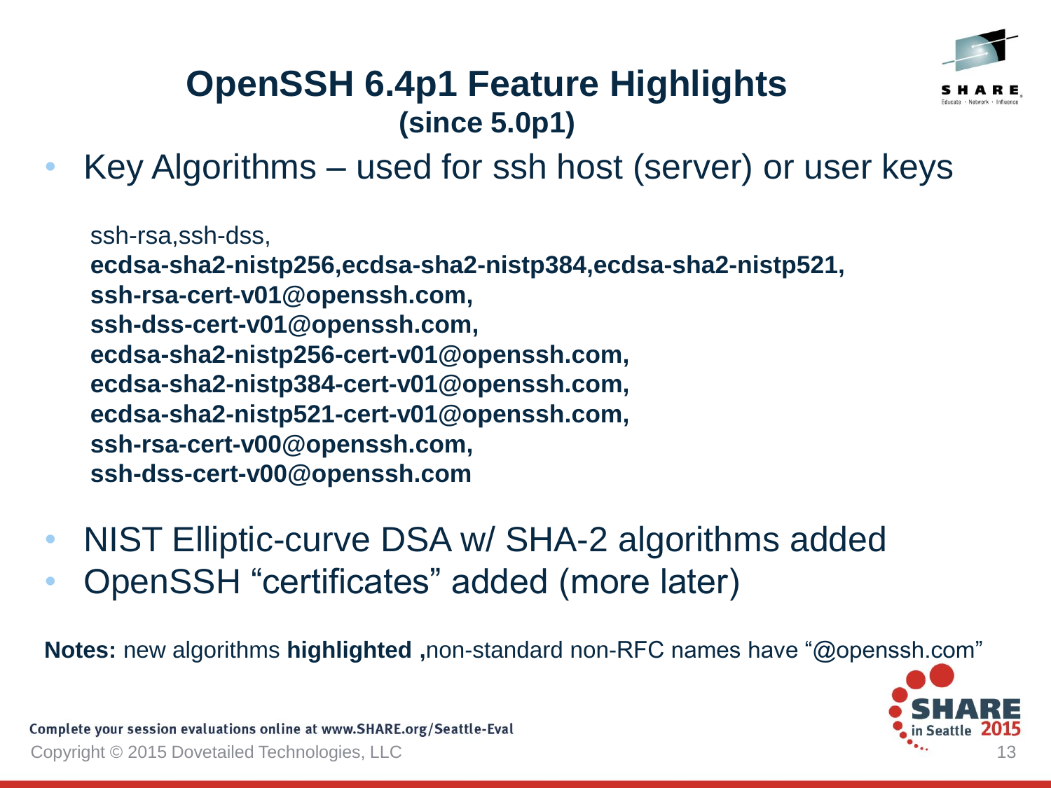# OpenSSH 6.4p1 Feature Highlights
## (since 5.0p1)

- Key Algorithms – used for ssh host (server) or user keys

  ssh-rsa,ssh-dss,
  **ecdsa-sha2-nistp256,ecdsa-sha2-nistp384,ecdsa-sha2-nistp521,**
  **ssh-rsa-cert-v01@openssh.com,**
  **ssh-dss-cert-v01@openssh.com,**
  **ecdsa-sha2-nistp256-cert-v01@openssh.com,**
  **ecdsa-sha2-nistp384-cert-v01@openssh.com,**
  **ecdsa-sha2-nistp521-cert-v01@openssh.com,**
  **ssh-rsa-cert-v00@openssh.com,**
  **ssh-dss-cert-v00@openssh.com**

- NIST Elliptic-curve DSA w/ SHA-2 algorithms added
- OpenSSH "certificates" added (more later)

**Notes:** new algorithms **highlighted ,**non-standard non-RFC names have "@openssh.com"

Complete your session evaluations online at www.SHARE.org/Seattle-Eval

Copyright © 2015 Dovetailed Technologies, LLC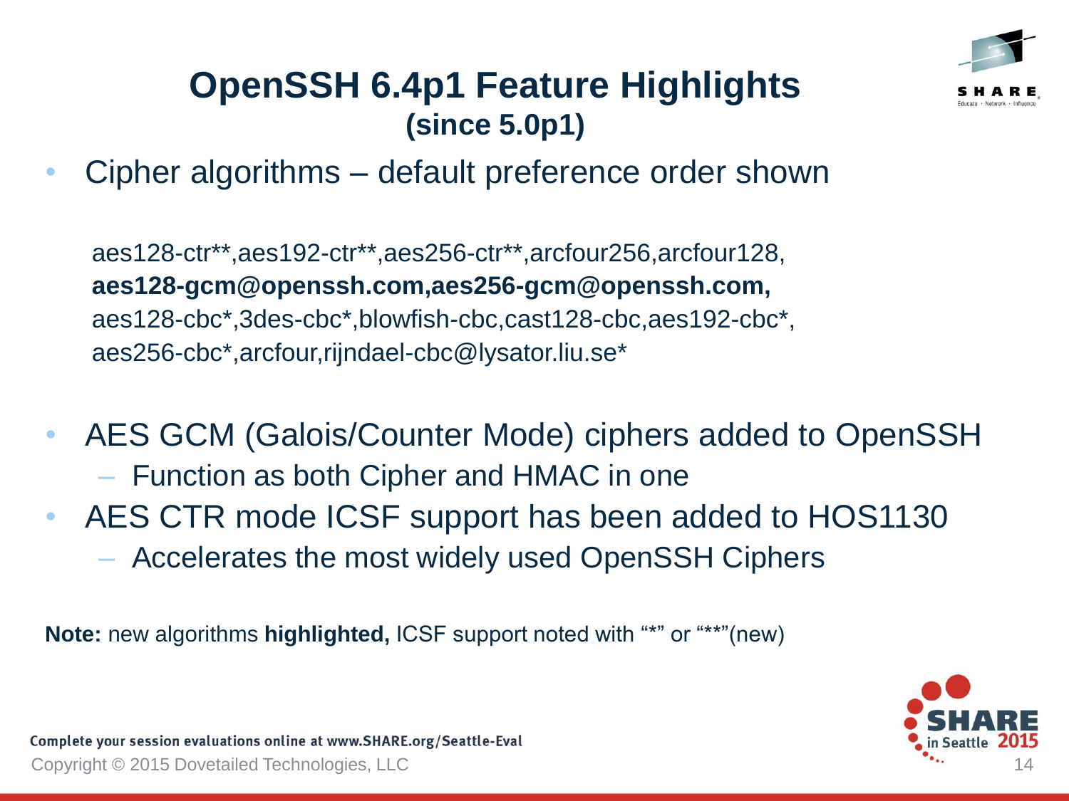# OpenSSH 6.4p1 Feature Highlights
## (since 5.0p1)

- Cipher algorithms – default preference order shown

  aes128-ctr**,aes192-ctr**,aes256-ctr**,arcfour256,arcfour128,
  **aes128-gcm@openssh.com,aes256-gcm@openssh.com,**
  aes128-cbc*,3des-cbc*,blowfish-cbc,cast128-cbc,aes192-cbc*,
  aes256-cbc*,arcfour,rijndael-cbc@lysator.liu.se*

- AES GCM (Galois/Counter Mode) ciphers added to OpenSSH
  - Function as both Cipher and HMAC in one
- AES CTR mode ICSF support has been added to HOS1130
  - Accelerates the most widely used OpenSSH Ciphers

**Note:** new algorithms **highlighted,** ICSF support noted with "*" or "**"(new)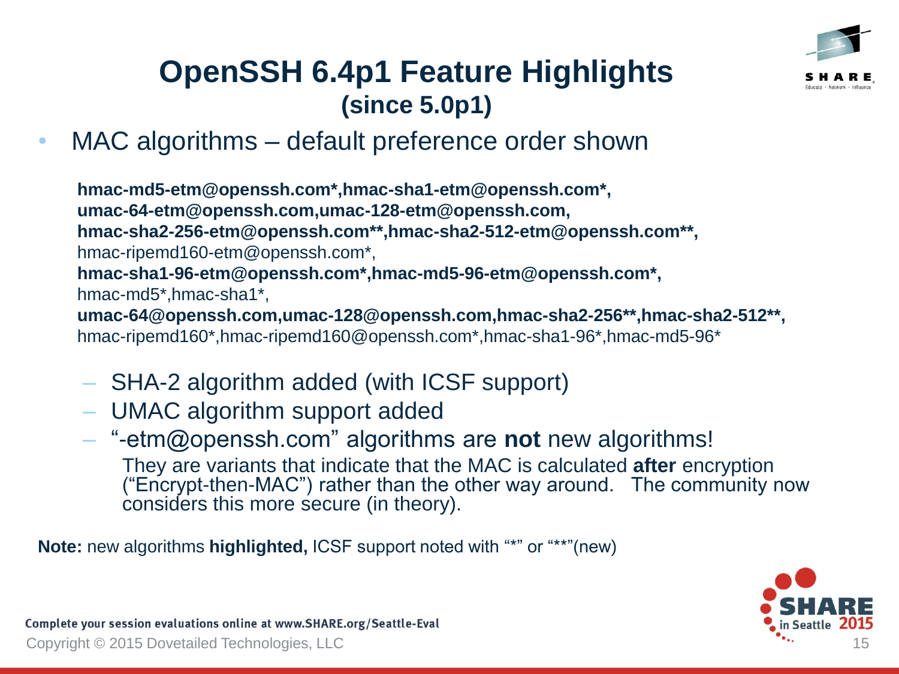# OpenSSH 6.4p1 Feature Highlights
## (since 5.0p1)

- MAC algorithms – default preference order shown

**hmac-md5-etm@openssh.com*,hmac-sha1-etm@openssh.com*,**
**umac-64-etm@openssh.com,umac-128-etm@openssh.com,**
**hmac-sha2-256-etm@openssh.com**,hmac-sha2-512-etm@openssh.com**,**
hmac-ripemd160-etm@openssh.com*,
**hmac-sha1-96-etm@openssh.com*,hmac-md5-96-etm@openssh.com*,**
hmac-md5*,hmac-sha1*,
**umac-64@openssh.com,umac-128@openssh.com,hmac-sha2-256**,hmac-sha2-512**,**
hmac-ripemd160*,hmac-ripemd160@openssh.com*,hmac-sha1-96*,hmac-md5-96*

  - SHA-2 algorithm added (with ICSF support)
  - UMAC algorithm support added
  - "-etm@openssh.com" algorithms are **not** new algorithms!

    They are variants that indicate that the MAC is calculated **after** encryption ("Encrypt-then-MAC") rather than the other way around. The community now considers this more secure (in theory).

**Note:** new algorithms **highlighted,** ICSF support noted with "*" or "**"(new)

Complete your session evaluations online at www.SHARE.org/Seattle-Eval

Copyright © 2015 Dovetailed Technologies, LLC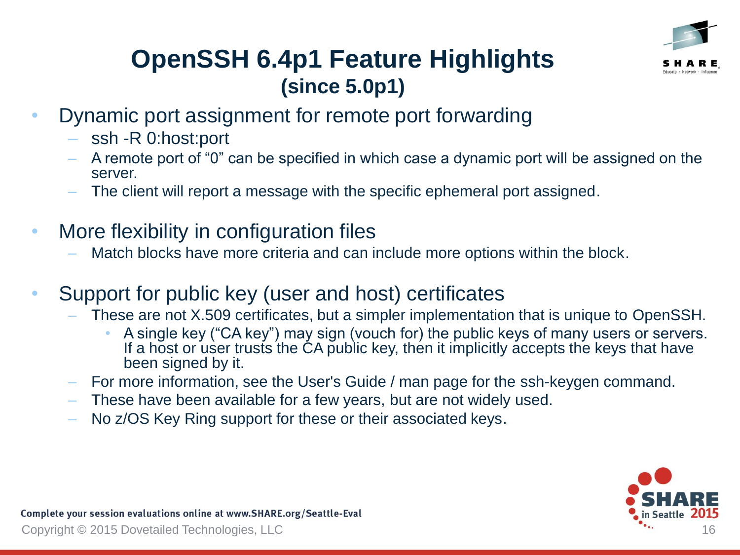# OpenSSH 6.4p1 Feature Highlights
## (since 5.0p1)

- Dynamic port assignment for remote port forwarding
  - ssh -R 0:host:port
  - A remote port of “0” can be specified in which case a dynamic port will be assigned on the server.
  - The client will report a message with the specific ephemeral port assigned.

- More flexibility in configuration files
  - Match blocks have more criteria and can include more options within the block.

- Support for public key (user and host) certificates
  - These are not X.509 certificates, but a simpler implementation that is unique to OpenSSH.
    - A single key (“CA key”) may sign (vouch for) the public keys of many users or servers. If a host or user trusts the CA public key, then it implicitly accepts the keys that have been signed by it.
  - For more information, see the User's Guide / man page for the ssh-keygen command.
  - These have been available for a few years, but are not widely used.
  - No z/OS Key Ring support for these or their associated keys.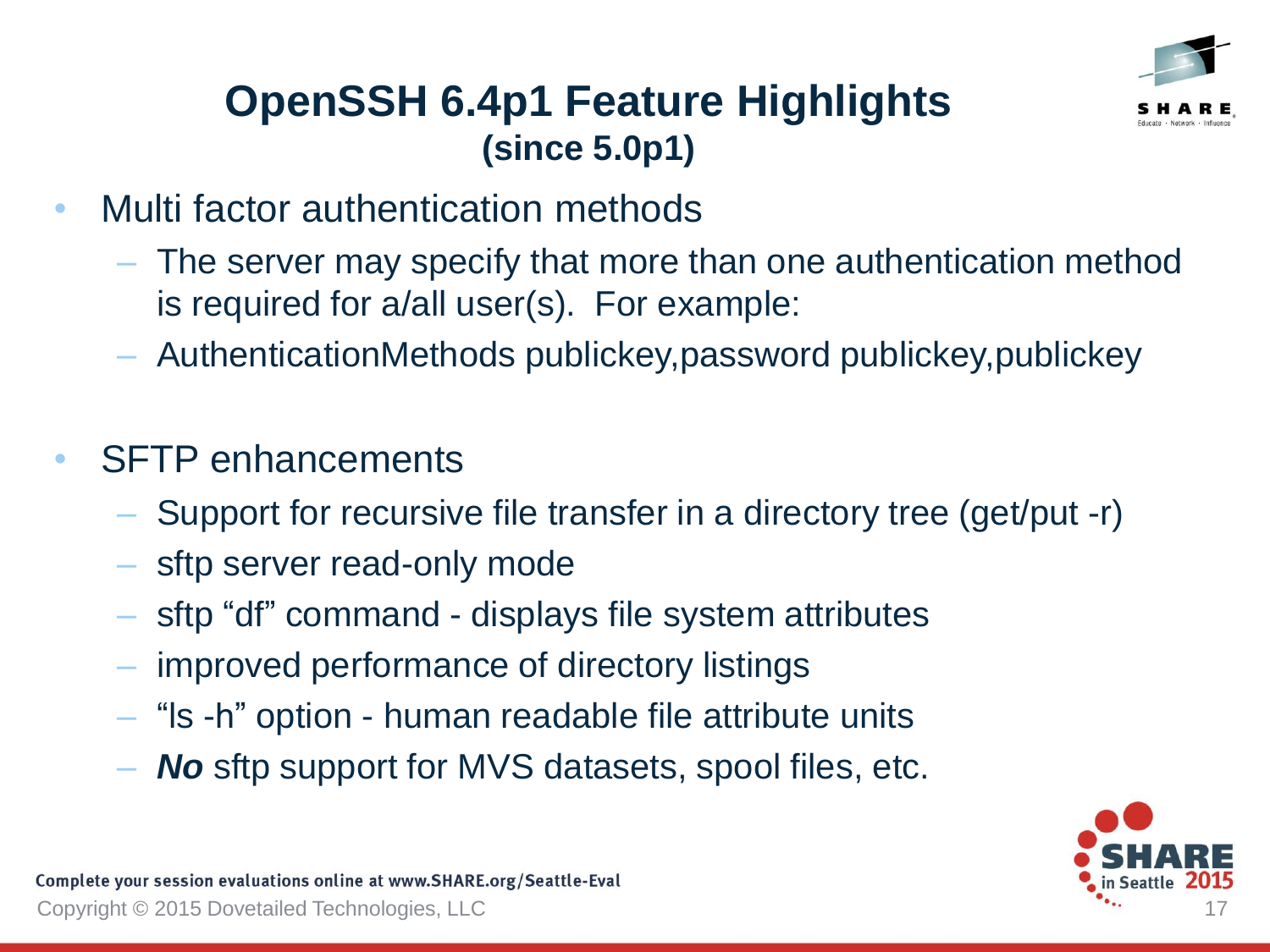# OpenSSH 6.4p1 Feature Highlights
## (since 5.0p1)

- Multi factor authentication methods
  - The server may specify that more than one authentication method is required for a/all user(s). For example:
  - AuthenticationMethods publickey,password publickey,publickey

- SFTP enhancements
  - Support for recursive file transfer in a directory tree (get/put -r)
  - sftp server read-only mode
  - sftp “df” command - displays file system attributes
  - improved performance of directory listings
  - “ls -h” option - human readable file attribute units
  - ***No*** sftp support for MVS datasets, spool files, etc.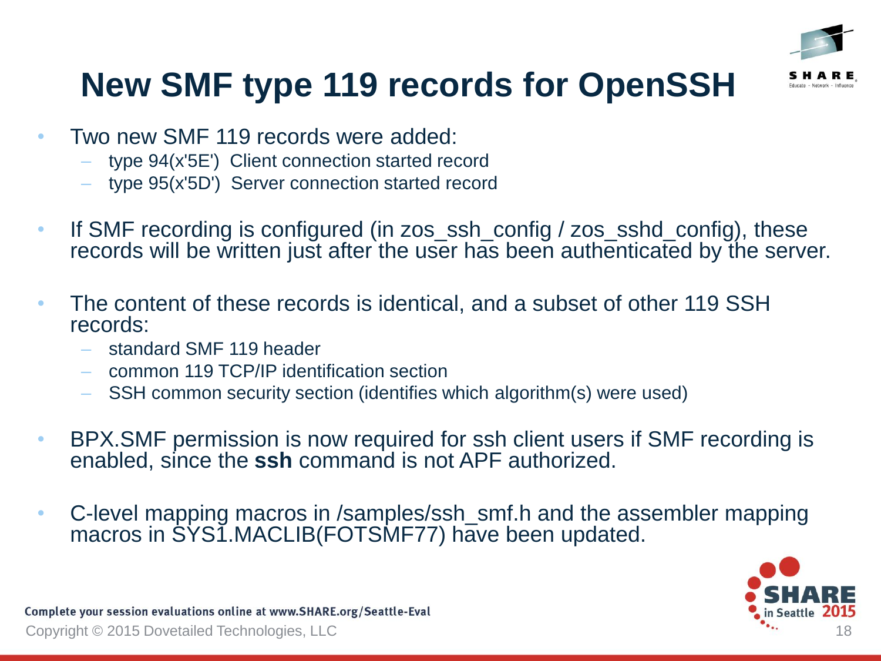# New SMF type 119 records for OpenSSH

- Two new SMF 119 records were added:
  - type 94(x'5E') Client connection started record
  - type 95(x'5D') Server connection started record

- If SMF recording is configured (in zos_ssh_config / zos_sshd_config), these records will be written just after the user has been authenticated by the server.

- The content of these records is identical, and a subset of other 119 SSH records:
  - standard SMF 119 header
  - common 119 TCP/IP identification section
  - SSH common security section (identifies which algorithm(s) were used)

- BPX.SMF permission is now required for ssh client users if SMF recording is enabled, since the **ssh** command is not APF authorized.

- C-level mapping macros in /samples/ssh_smf.h and the assembler mapping macros in SYS1.MACLIB(FOTSMF77) have been updated.

Complete your session evaluations online at www.SHARE.org/Seattle-Eval

Copyright © 2015 Dovetailed Technologies, LLC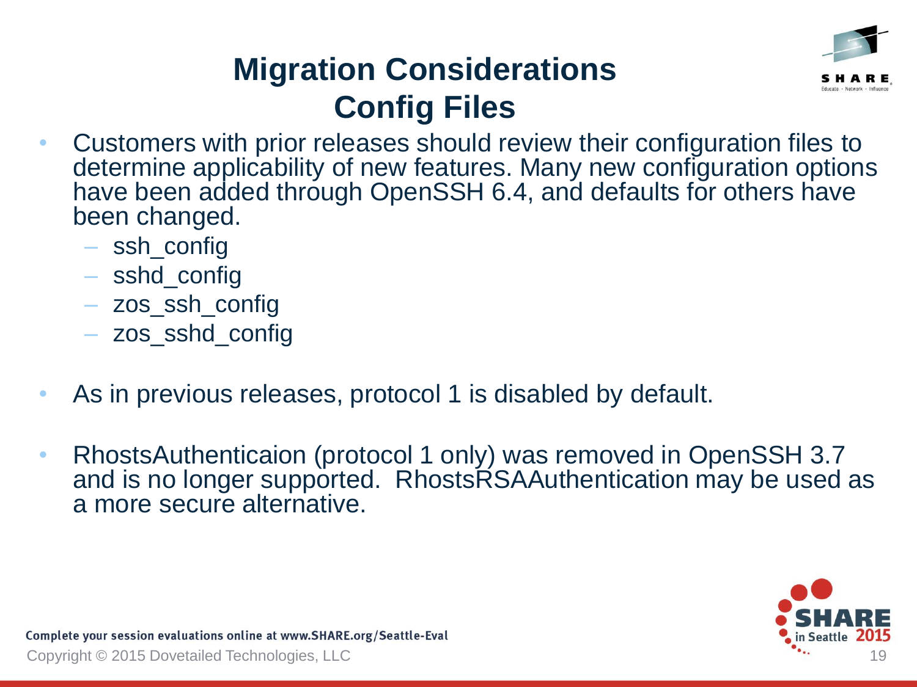# Migration Considerations
# Config Files

- Customers with prior releases should review their configuration files to determine applicability of new features. Many new configuration options have been added through OpenSSH 6.4, and defaults for others have been changed.
  - ssh_config
  - sshd_config
  - zos_ssh_config
  - zos_sshd_config

- As in previous releases, protocol 1 is disabled by default.

- RhostsAuthenticaion (protocol 1 only) was removed in OpenSSH 3.7 and is no longer supported. RhostsRSAAuthentication may be used as a more secure alternative.

Complete your session evaluations online at www.SHARE.org/Seattle-Eval

Copyright © 2015 Dovetailed Technologies, LLC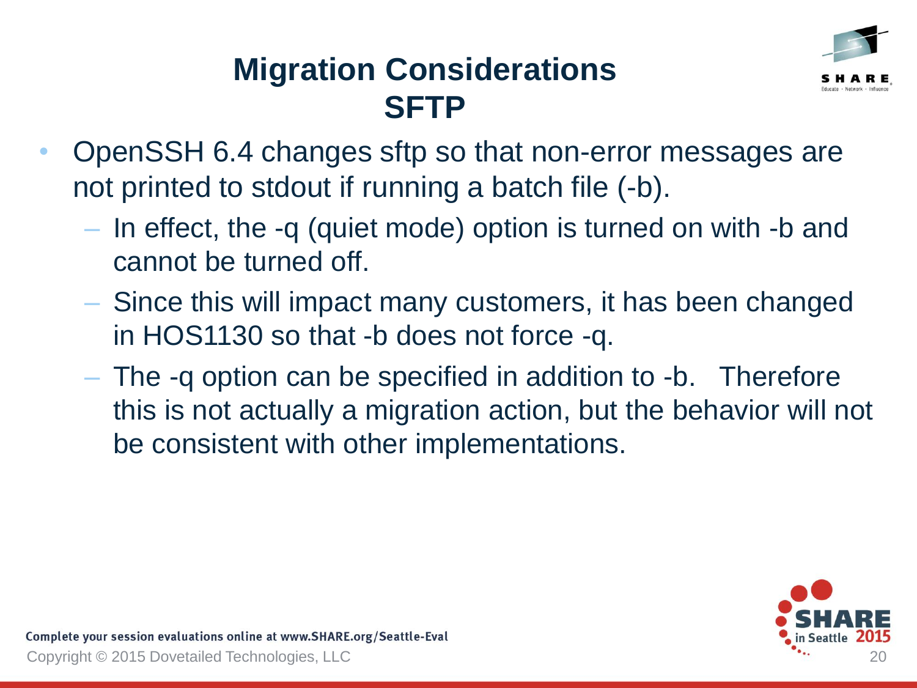# Migration Considerations SFTP

- OpenSSH 6.4 changes sftp so that non-error messages are not printed to stdout if running a batch file (-b).
  - In effect, the -q (quiet mode) option is turned on with -b and cannot be turned off.
  - Since this will impact many customers, it has been changed in HOS1130 so that -b does not force -q.
  - The -q option can be specified in addition to -b. Therefore this is not actually a migration action, but the behavior will not be consistent with other implementations.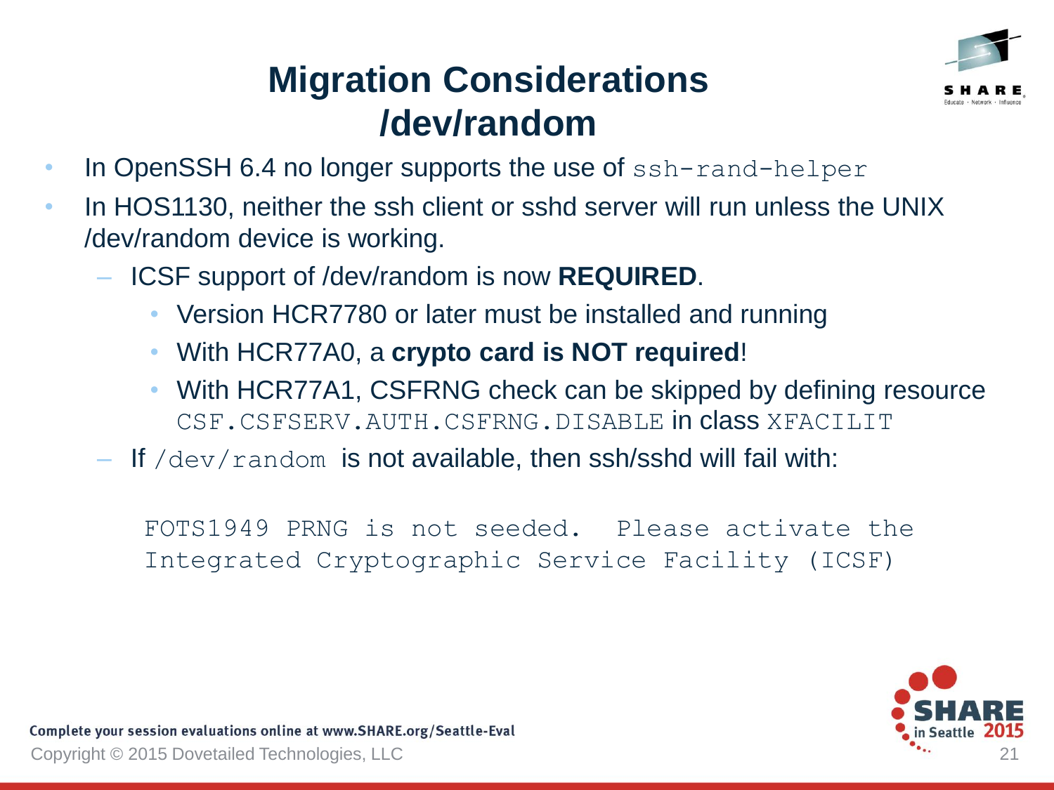# Migration Considerations /dev/random

- In OpenSSH 6.4 no longer supports the use of `ssh-rand-helper`
- In HOS1130, neither the ssh client or sshd server will run unless the UNIX /dev/random device is working.
  - ICSF support of /dev/random is now **REQUIRED**.
    - Version HCR7780 or later must be installed and running
    - With HCR77A0, a **crypto card is NOT required**!
    - With HCR77A1, CSFRNG check can be skipped by defining resource `CSF.CSFSERV.AUTH.CSFRNG.DISABLE` in class `XFACILIT`
  - If `/dev/random` is not available, then ssh/sshd will fail with:

```
FOTS1949 PRNG is not seeded.  Please activate the
Integrated Cryptographic Service Facility (ICSF)
```

Complete your session evaluations online at www.SHARE.org/Seattle-Eval

Copyright © 2015 Dovetailed Technologies, LLC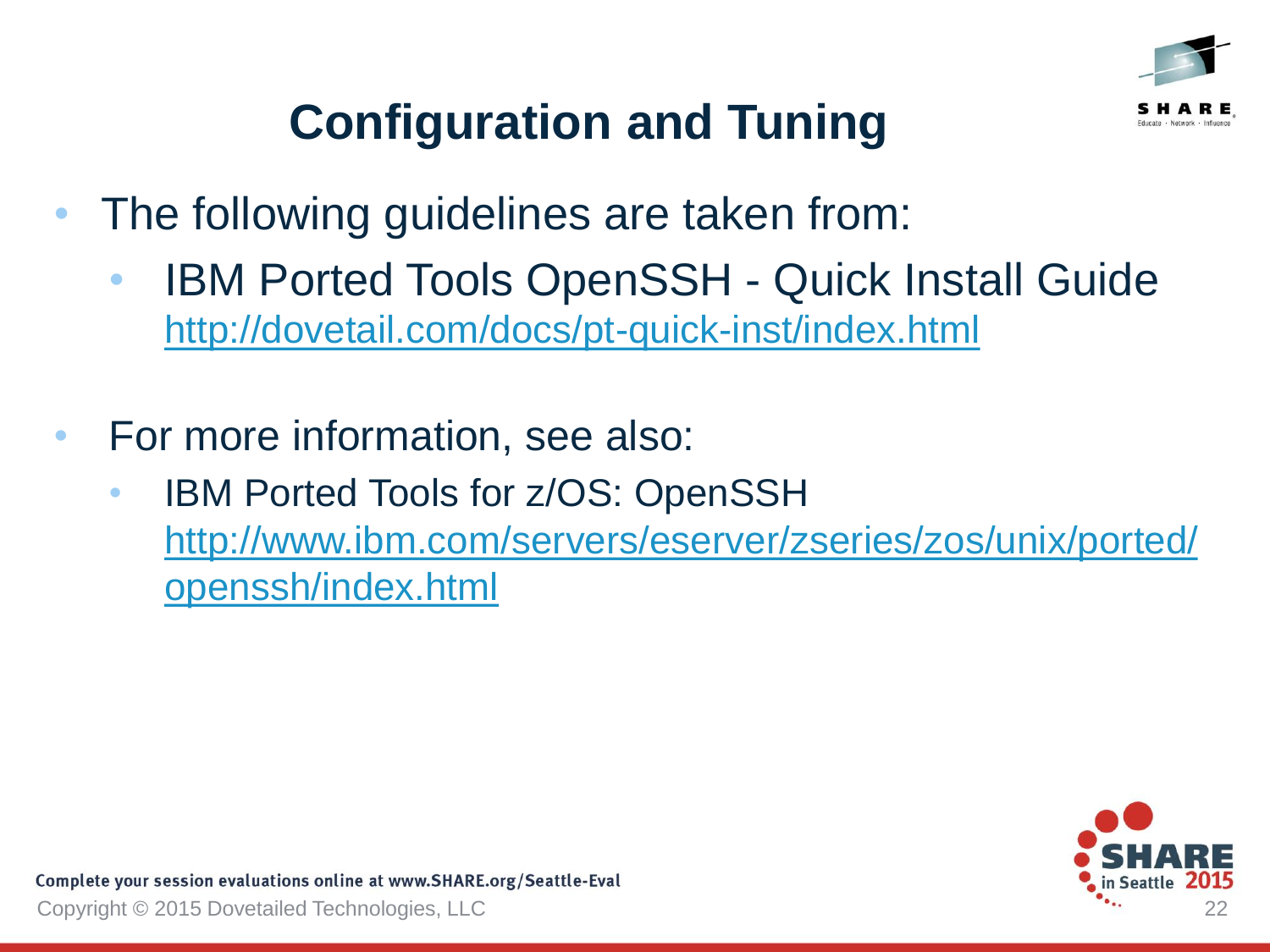# Configuration and Tuning

- The following guidelines are taken from:
  - IBM Ported Tools OpenSSH - Quick Install Guide
    http://dovetail.com/docs/pt-quick-inst/index.html

- For more information, see also:
  - IBM Ported Tools for z/OS: OpenSSH
    http://www.ibm.com/servers/eserver/zseries/zos/unix/ported/openssh/index.html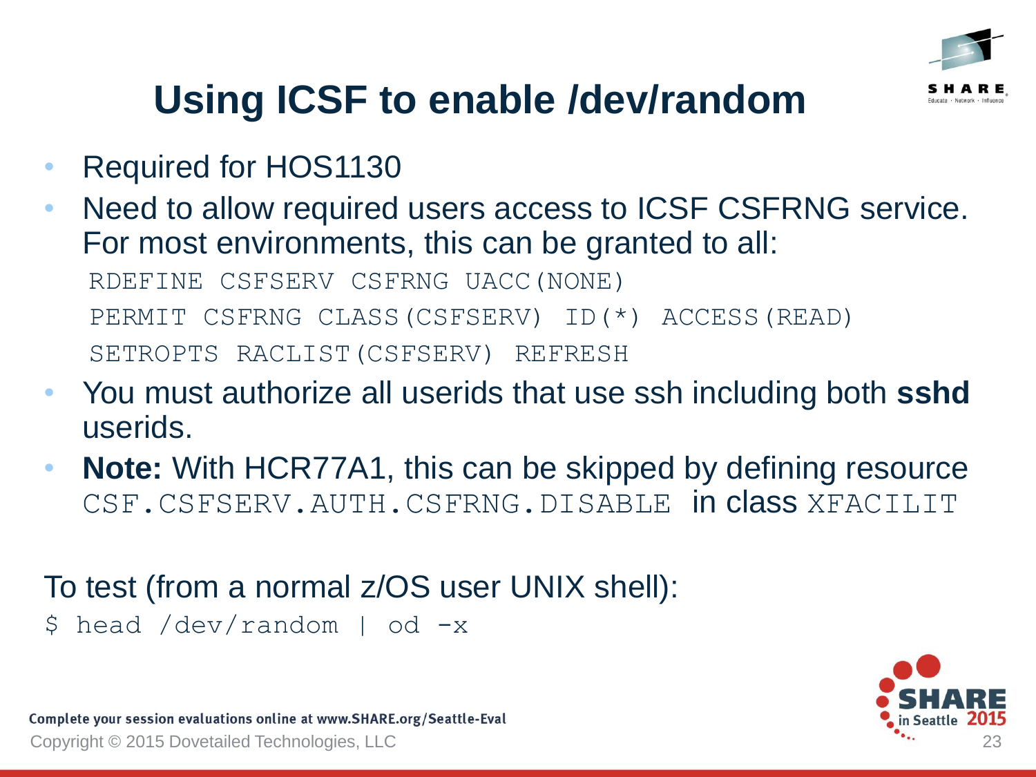# Using ICSF to enable /dev/random

- Required for HOS1130
- Need to allow required users access to ICSF CSFRNG service. For most environments, this can be granted to all:

```
RDEFINE CSFSERV CSFRNG UACC(NONE)
PERMIT CSFRNG CLASS(CSFSERV) ID(*) ACCESS(READ)
SETROPTS RACLIST(CSFSERV) REFRESH
```

- You must authorize all userids that use ssh including both **sshd** userids.
- **Note:** With HCR77A1, this can be skipped by defining resource `CSF.CSFSERV.AUTH.CSFRNG.DISABLE` in class `XFACILIT`

To test (from a normal z/OS user UNIX shell):

```
$ head /dev/random | od -x
```

Complete your session evaluations online at www.SHARE.org/Seattle-Eval

Copyright © 2015 Dovetailed Technologies, LLC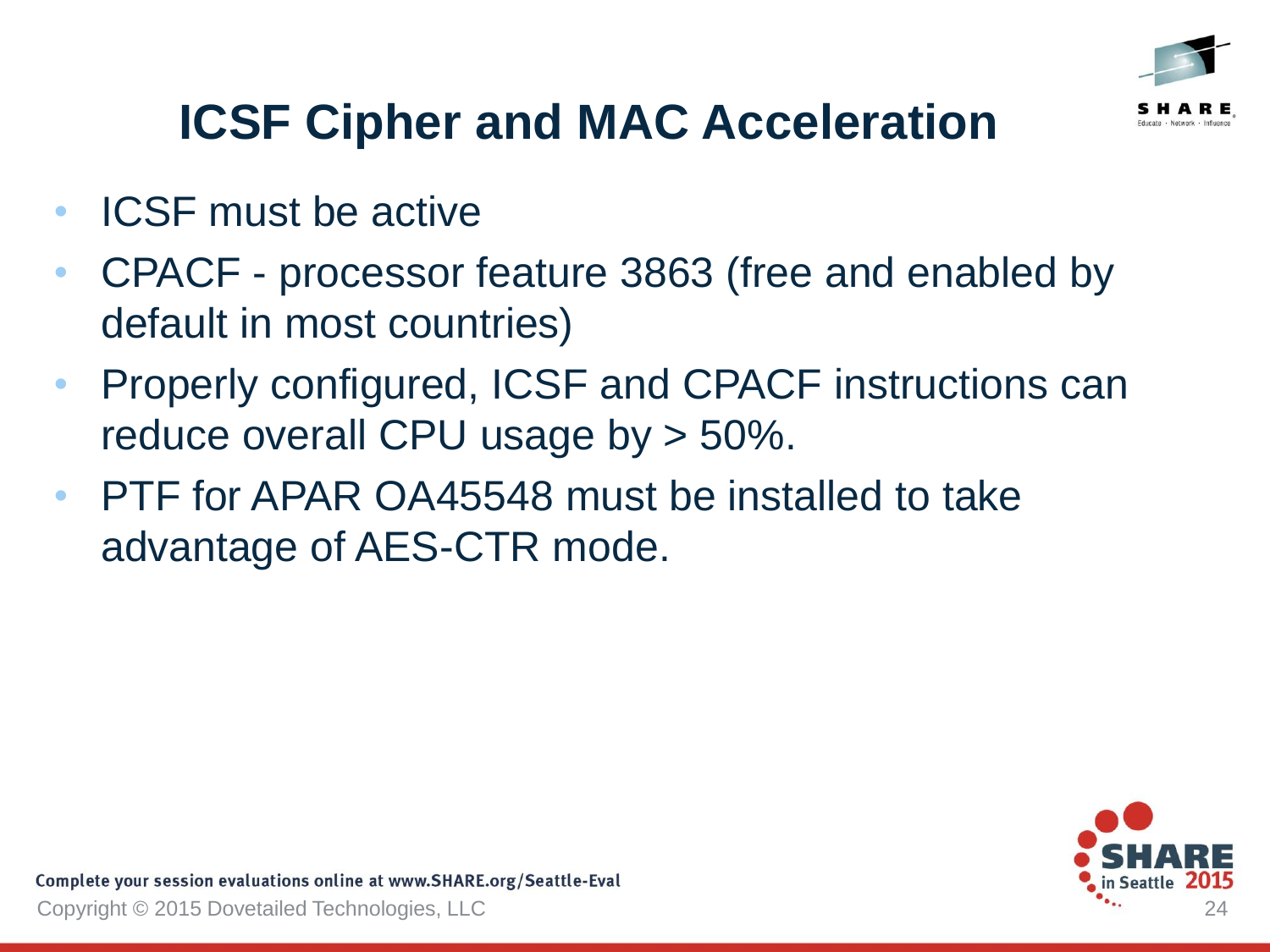# ICSF Cipher and MAC Acceleration

- ICSF must be active
- CPACF - processor feature 3863 (free and enabled by default in most countries)
- Properly configured, ICSF and CPACF instructions can reduce overall CPU usage by > 50%.
- PTF for APAR OA45548 must be installed to take advantage of AES-CTR mode.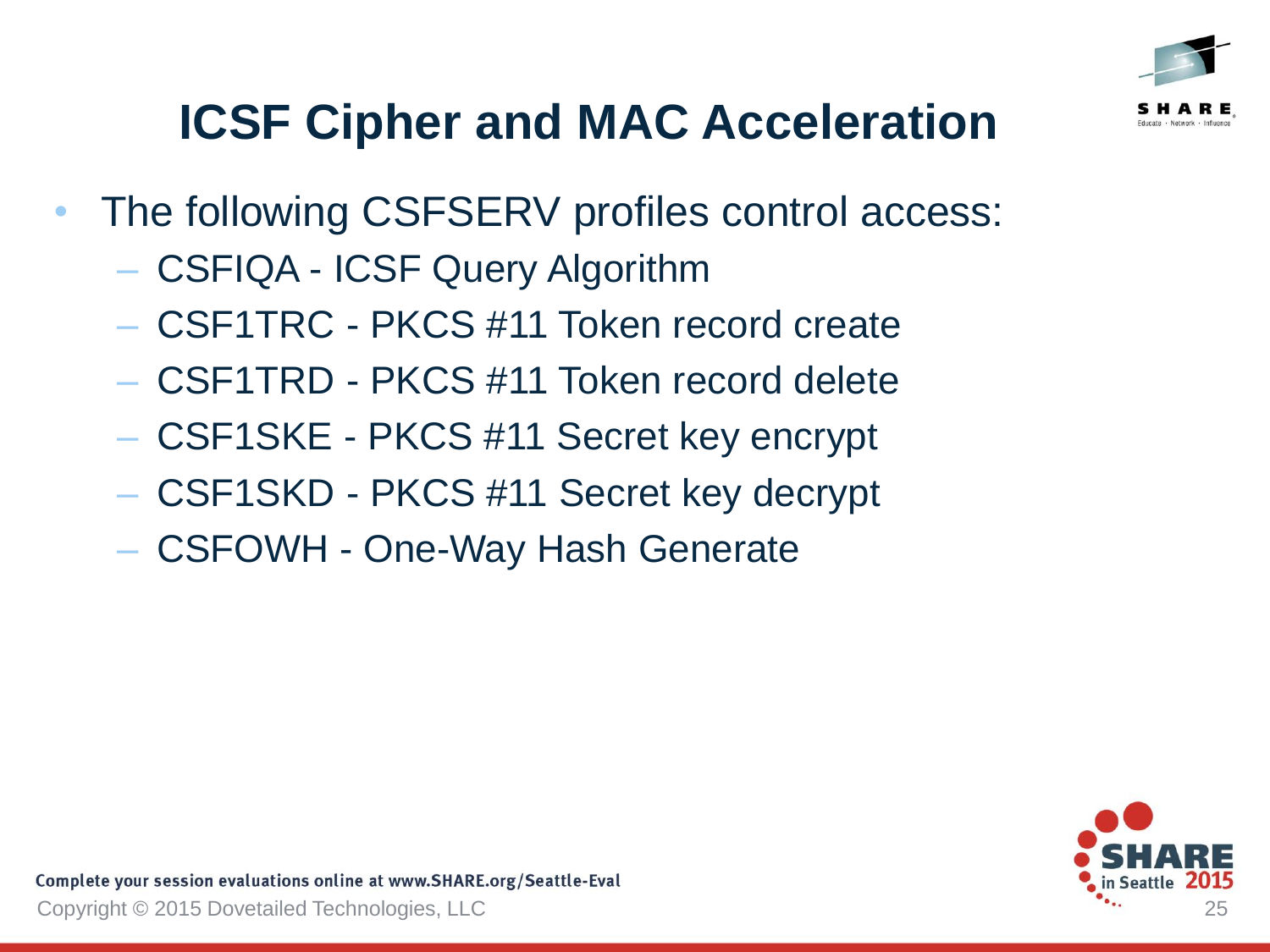# ICSF Cipher and MAC Acceleration

- The following CSFSERV profiles control access:
  - CSFIQA - ICSF Query Algorithm
  - CSF1TRC - PKCS #11 Token record create
  - CSF1TRD - PKCS #11 Token record delete
  - CSF1SKE - PKCS #11 Secret key encrypt
  - CSF1SKD - PKCS #11 Secret key decrypt
  - CSFOWH - One-Way Hash Generate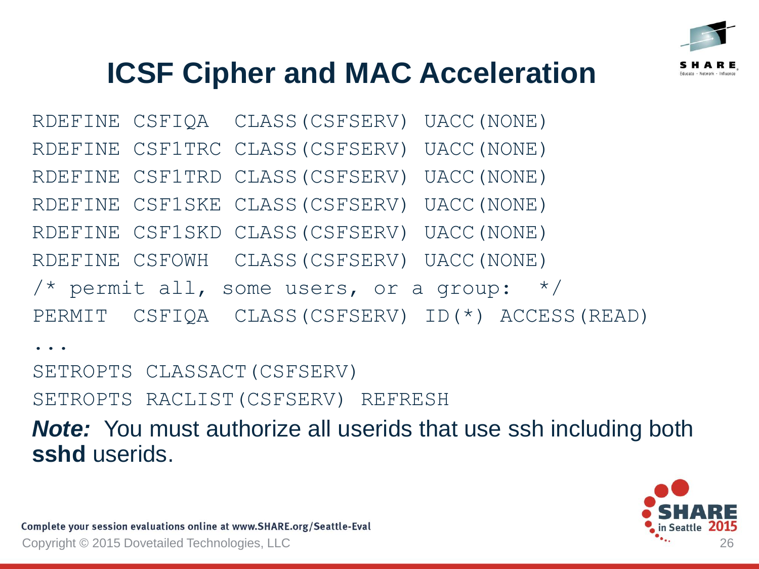# ICSF Cipher and MAC Acceleration

```
RDEFINE CSFIQA  CLASS(CSFSERV) UACC(NONE)
RDEFINE CSF1TRC CLASS(CSFSERV) UACC(NONE)
RDEFINE CSF1TRD CLASS(CSFSERV) UACC(NONE)
RDEFINE CSF1SKE CLASS(CSFSERV) UACC(NONE)
RDEFINE CSF1SKD CLASS(CSFSERV) UACC(NONE)
RDEFINE CSFOWH  CLASS(CSFSERV) UACC(NONE)
/* permit all, some users, or a group:  */
PERMIT  CSFIQA  CLASS(CSFSERV) ID(*) ACCESS(READ)
...
SETROPTS CLASSACT(CSFSERV)
SETROPTS RACLIST(CSFSERV) REFRESH
```

***Note:*** You must authorize all userids that use ssh including both **sshd** userids.

Complete your session evaluations online at www.SHARE.org/Seattle-Eval

Copyright © 2015 Dovetailed Technologies, LLC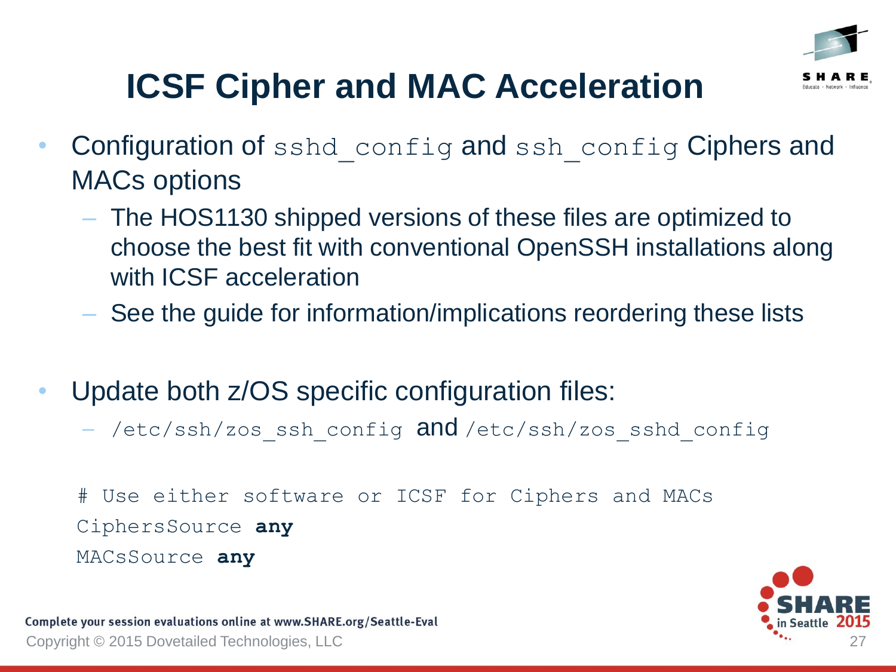# ICSF Cipher and MAC Acceleration

- Configuration of `sshd_config` and `ssh_config` Ciphers and MACs options
  - The HOS1130 shipped versions of these files are optimized to choose the best fit with conventional OpenSSH installations along with ICSF acceleration
  - See the guide for information/implications reordering these lists
- Update both z/OS specific configuration files:
  - `/etc/ssh/zos_ssh_config` and `/etc/ssh/zos_sshd_config`

```
# Use either software or ICSF for Ciphers and MACs
CiphersSource any
MACsSource any
```

Complete your session evaluations online at www.SHARE.org/Seattle-Eval

Copyright © 2015 Dovetailed Technologies, LLC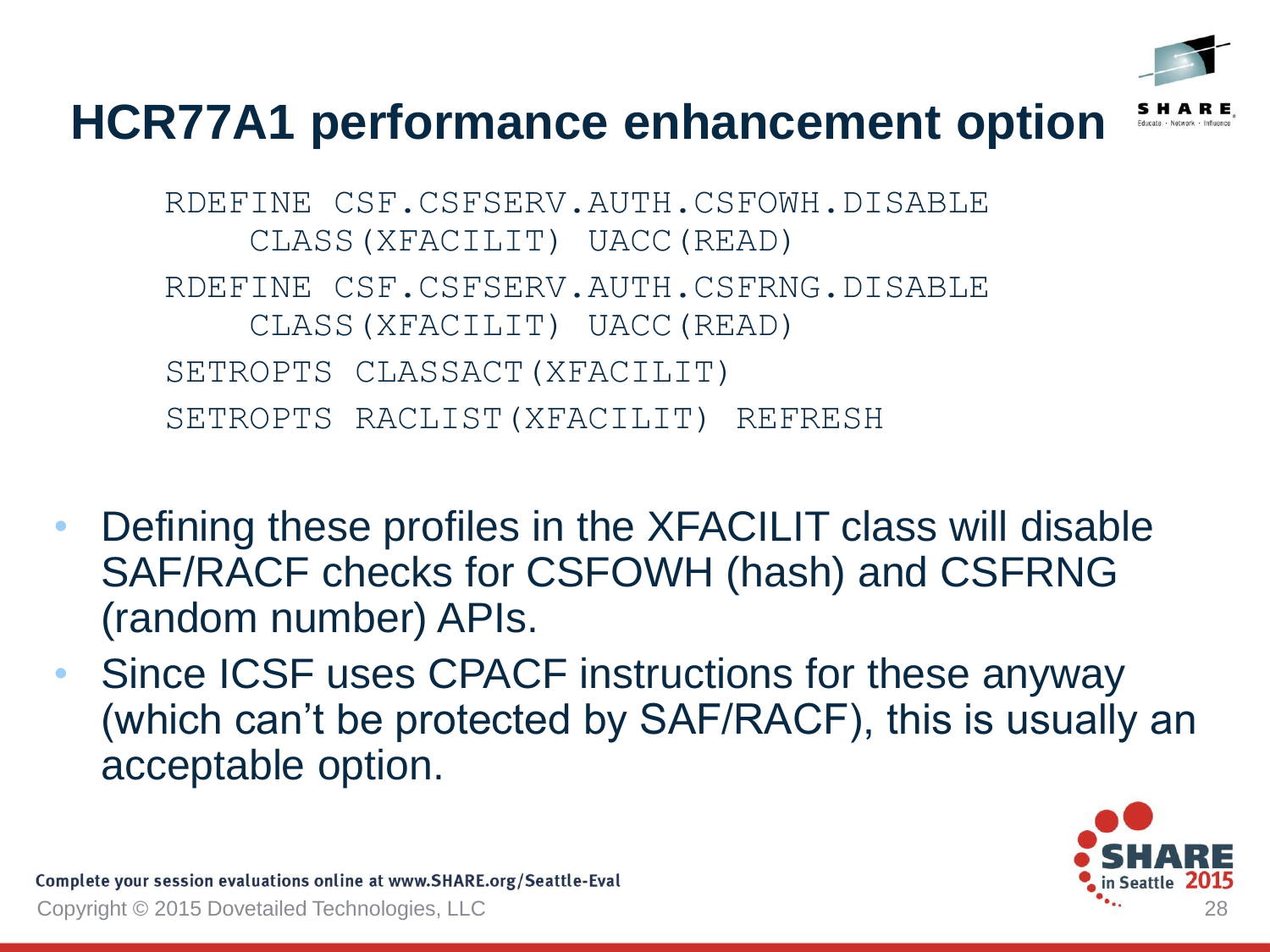# HCR77A1 performance enhancement option

```
RDEFINE CSF.CSFSERV.AUTH.CSFOWH.DISABLE
    CLASS(XFACILIT) UACC(READ)
RDEFINE CSF.CSFSERV.AUTH.CSFRNG.DISABLE
    CLASS(XFACILIT) UACC(READ)
SETROPTS CLASSACT(XFACILIT)
SETROPTS RACLIST(XFACILIT) REFRESH
```

- Defining these profiles in the XFACILIT class will disable SAF/RACF checks for CSFOWH (hash) and CSFRNG (random number) APIs.
- Since ICSF uses CPACF instructions for these anyway (which can't be protected by SAF/RACF), this is usually an acceptable option.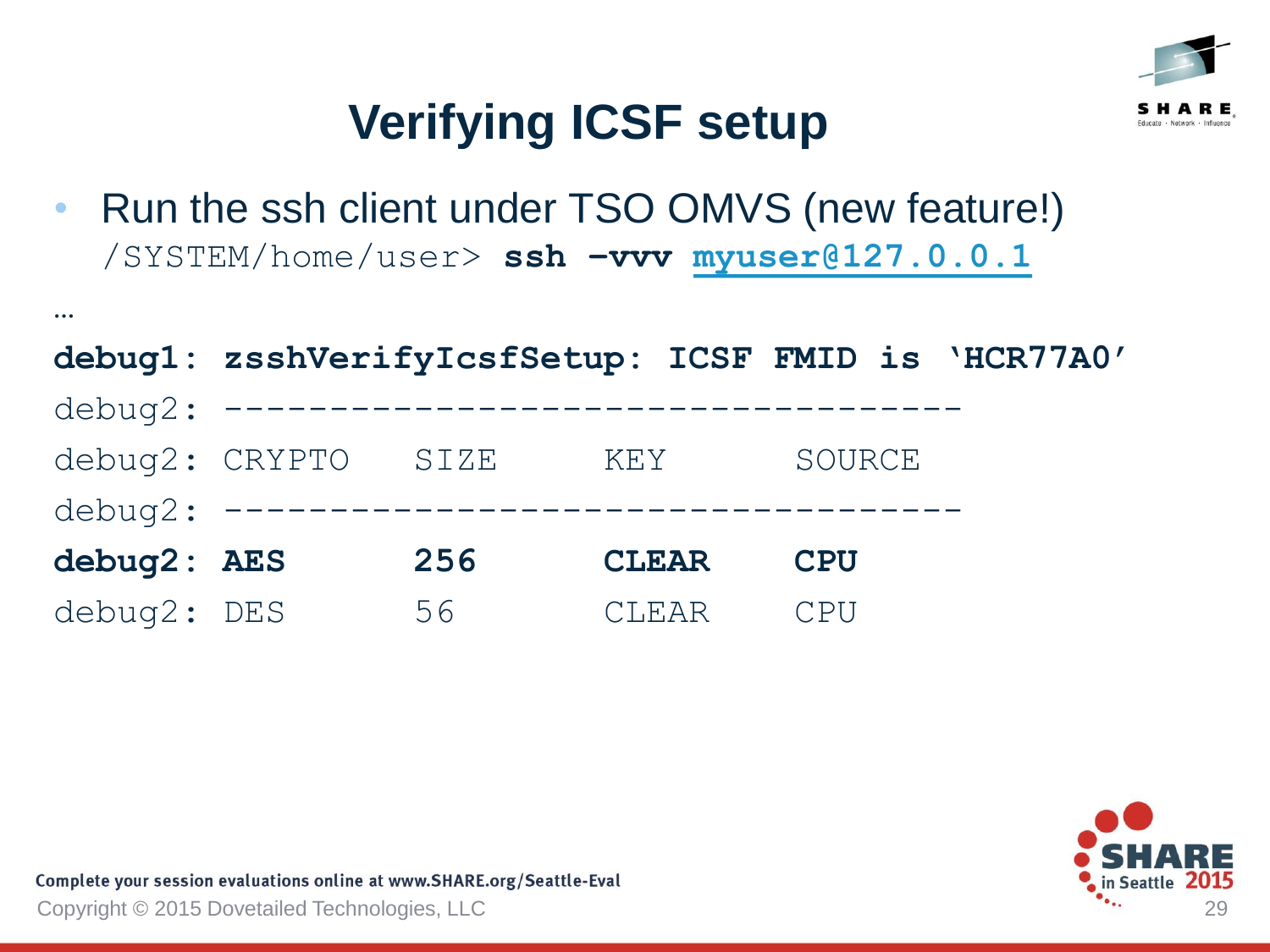# Verifying ICSF setup

- Run the ssh client under TSO OMVS (new feature!)

```
/SYSTEM/home/user> ssh -vvv myuser@127.0.0.1
…
debug1: zsshVerifyIcsfSetup: ICSF FMID is 'HCR77A0'
debug2: -----------------------------------
debug2: CRYPTO    SIZE      KEY       SOURCE
debug2: -----------------------------------
debug2: AES       256       CLEAR     CPU
debug2: DES       56        CLEAR     CPU
```

Complete your session evaluations online at www.SHARE.org/Seattle-Eval

Copyright © 2015 Dovetailed Technologies, LLC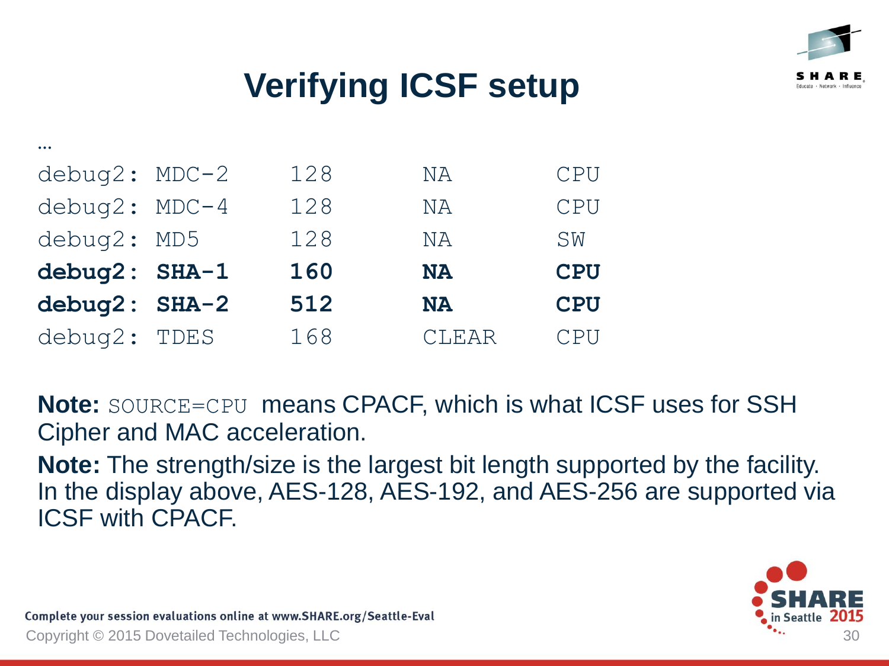# Verifying ICSF setup

```
…
debug2: MDC-2     128       NA       CPU
debug2: MDC-4     128       NA       CPU
debug2: MD5       128       NA       SW
debug2: SHA-1     160       NA       CPU
debug2: SHA-2     512       NA       CPU
debug2: TDES      168       CLEAR    CPU
```

**Note:** `SOURCE=CPU` means CPACF, which is what ICSF uses for SSH Cipher and MAC acceleration.

**Note:** The strength/size is the largest bit length supported by the facility. In the display above, AES-128, AES-192, and AES-256 are supported via ICSF with CPACF.

Complete your session evaluations online at www.SHARE.org/Seattle-Eval

Copyright © 2015 Dovetailed Technologies, LLC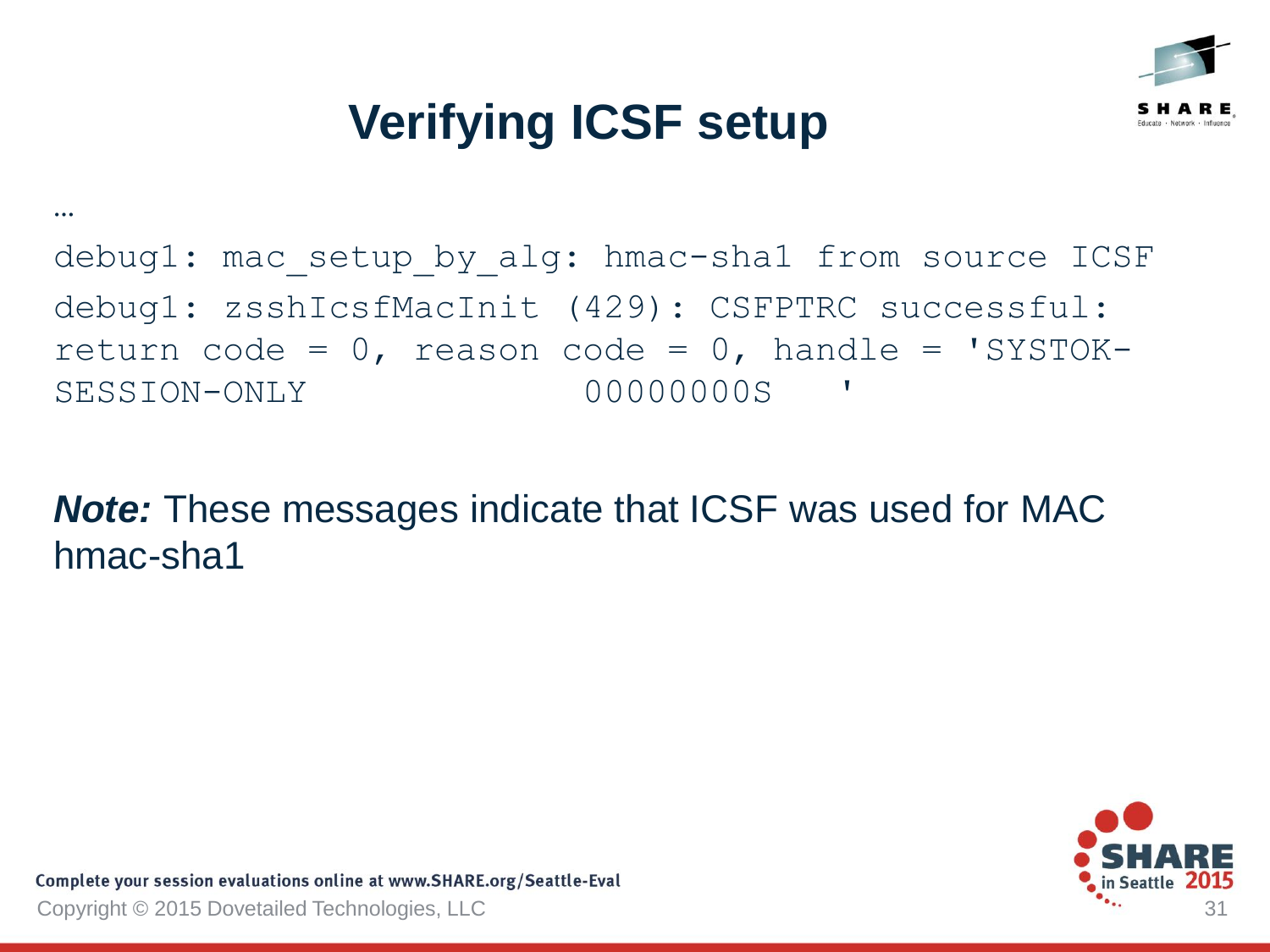# Verifying ICSF setup

```
…
debug1: mac_setup_by_alg: hmac-sha1 from source ICSF
debug1: zsshIcsfMacInit (429): CSFPTRC successful:
return code = 0, reason code = 0, handle = 'SYSTOK-
SESSION-ONLY                    00000000S   '
```

***Note:*** These messages indicate that ICSF was used for MAC hmac-sha1

Complete your session evaluations online at www.SHARE.org/Seattle-Eval

Copyright © 2015 Dovetailed Technologies, LLC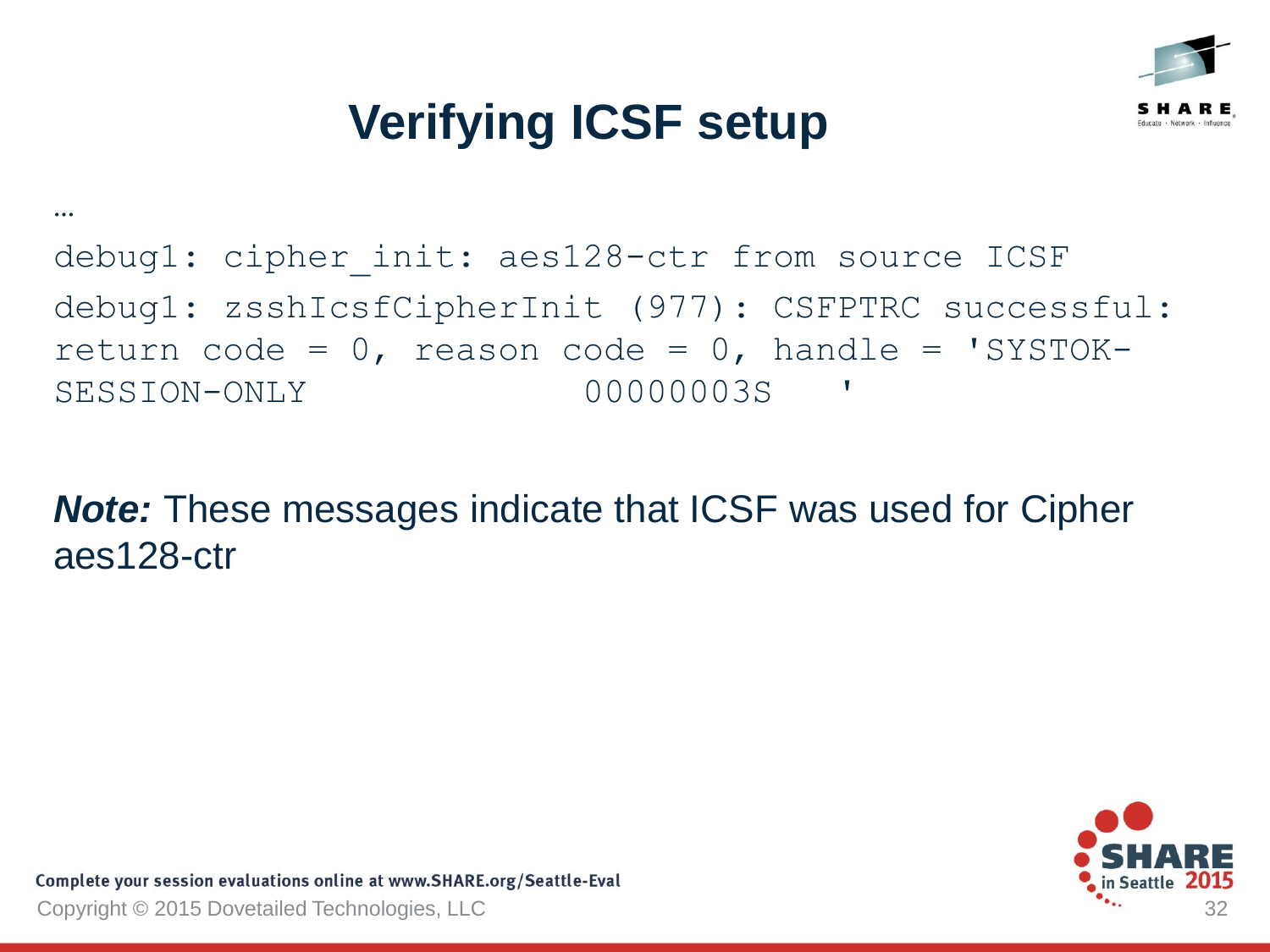# Verifying ICSF setup

…

```
debug1: cipher_init: aes128-ctr from source ICSF
debug1: zsshIcsfCipherInit (977): CSFPTRC successful:
return code = 0, reason code = 0, handle = 'SYSTOK-
SESSION-ONLY                 00000003S   '
```

***Note:*** These messages indicate that ICSF was used for Cipher aes128-ctr

Complete your session evaluations online at www.SHARE.org/Seattle-Eval

Copyright © 2015 Dovetailed Technologies, LLC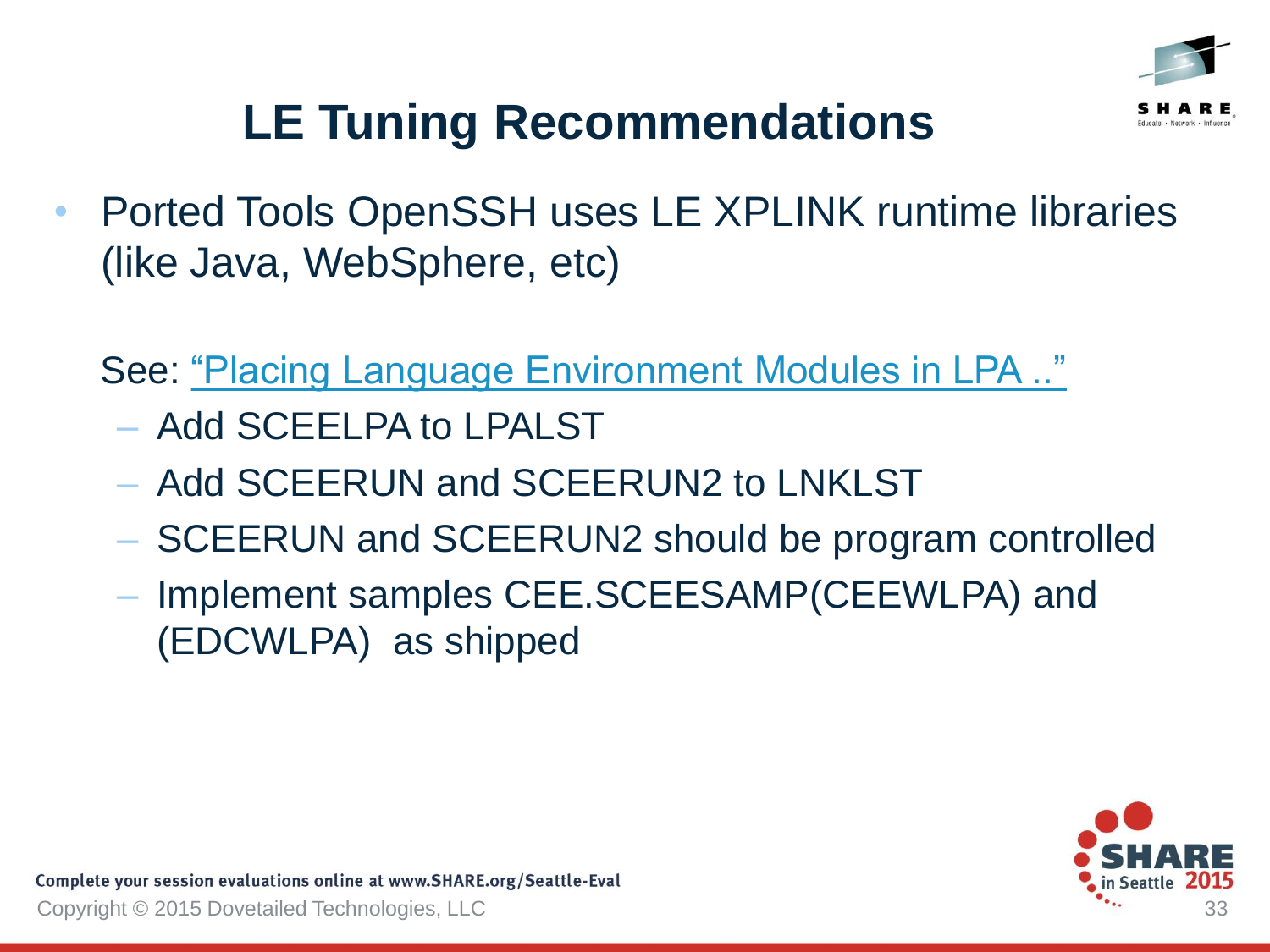# LE Tuning Recommendations

- Ported Tools OpenSSH uses LE XPLINK runtime libraries (like Java, WebSphere, etc)

  See: "Placing Language Environment Modules in LPA .."
  - Add SCEELPA to LPALST
  - Add SCEERUN and SCEERUN2 to LNKLST
  - SCEERUN and SCEERUN2 should be program controlled
  - Implement samples CEE.SCEESAMP(CEEWLPA) and (EDCWLPA) as shipped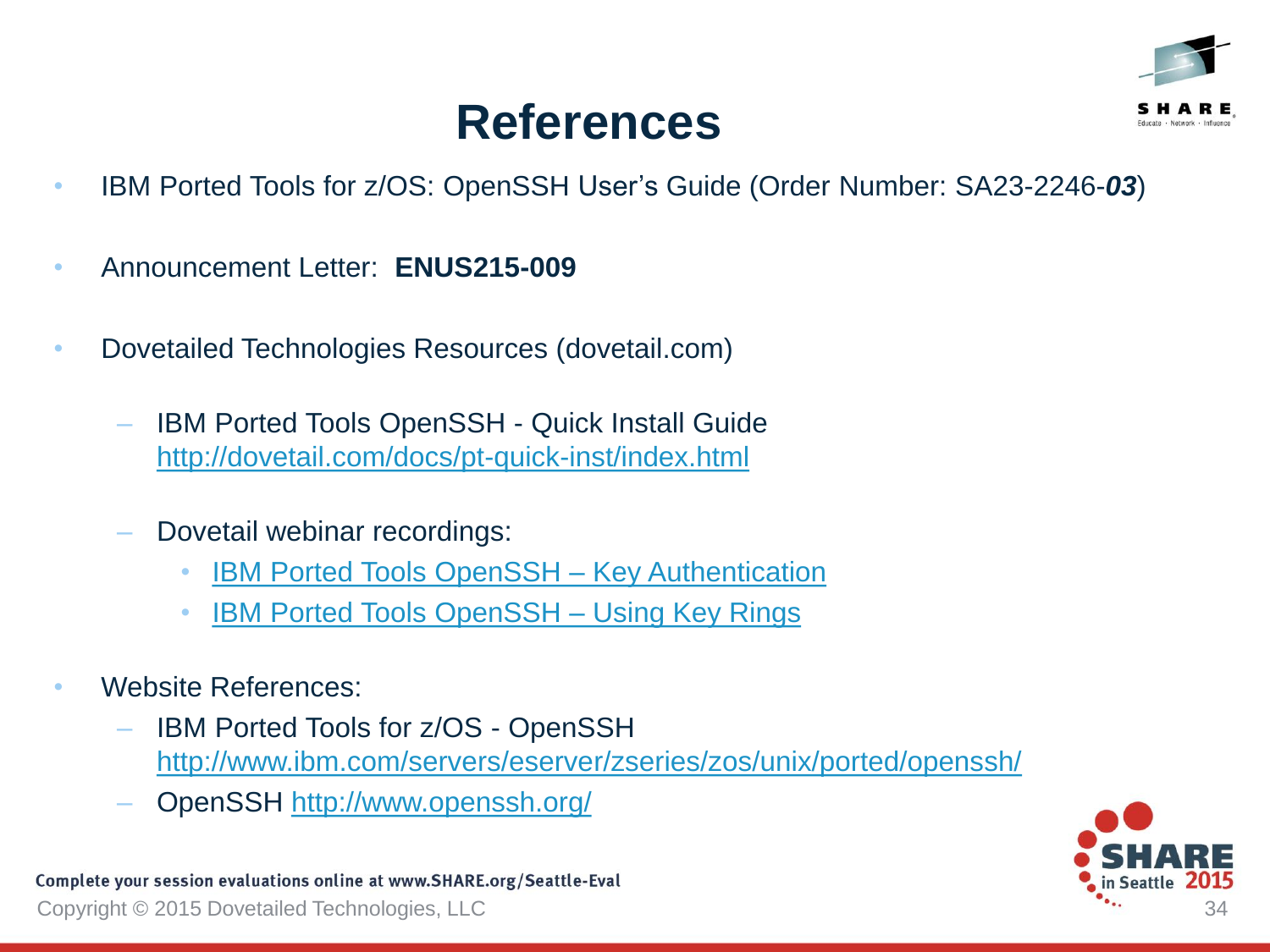# References

- IBM Ported Tools for z/OS: OpenSSH User's Guide (Order Number: SA23-2246-***03***)
- Announcement Letter: **ENUS215-009**
- Dovetailed Technologies Resources (dovetail.com)
  - IBM Ported Tools OpenSSH - Quick Install Guide
    http://dovetail.com/docs/pt-quick-inst/index.html
  - Dovetail webinar recordings:
    - IBM Ported Tools OpenSSH – Key Authentication
    - IBM Ported Tools OpenSSH – Using Key Rings
- Website References:
  - IBM Ported Tools for z/OS - OpenSSH
    http://www.ibm.com/servers/eserver/zseries/zos/unix/ported/openssh/
  - OpenSSH http://www.openssh.org/

Complete your session evaluations online at www.SHARE.org/Seattle-Eval

Copyright © 2015 Dovetailed Technologies, LLC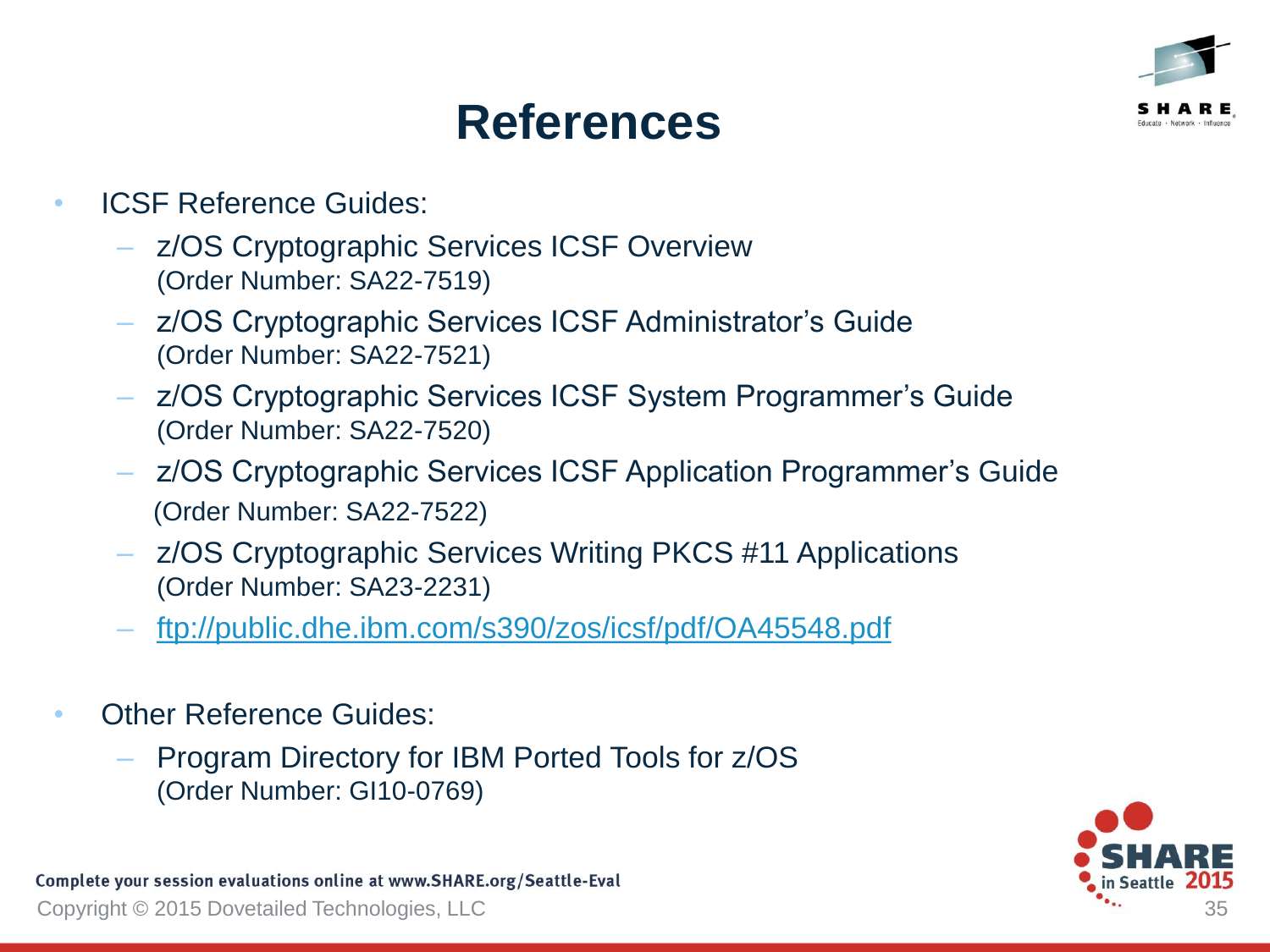# References

- ICSF Reference Guides:
  - z/OS Cryptographic Services ICSF Overview
    (Order Number: SA22-7519)
  - z/OS Cryptographic Services ICSF Administrator's Guide
    (Order Number: SA22-7521)
  - z/OS Cryptographic Services ICSF System Programmer's Guide
    (Order Number: SA22-7520)
  - z/OS Cryptographic Services ICSF Application Programmer's Guide
    (Order Number: SA22-7522)
  - z/OS Cryptographic Services Writing PKCS #11 Applications
    (Order Number: SA23-2231)
  - ftp://public.dhe.ibm.com/s390/zos/icsf/pdf/OA45548.pdf

- Other Reference Guides:
  - Program Directory for IBM Ported Tools for z/OS
    (Order Number: GI10-0769)